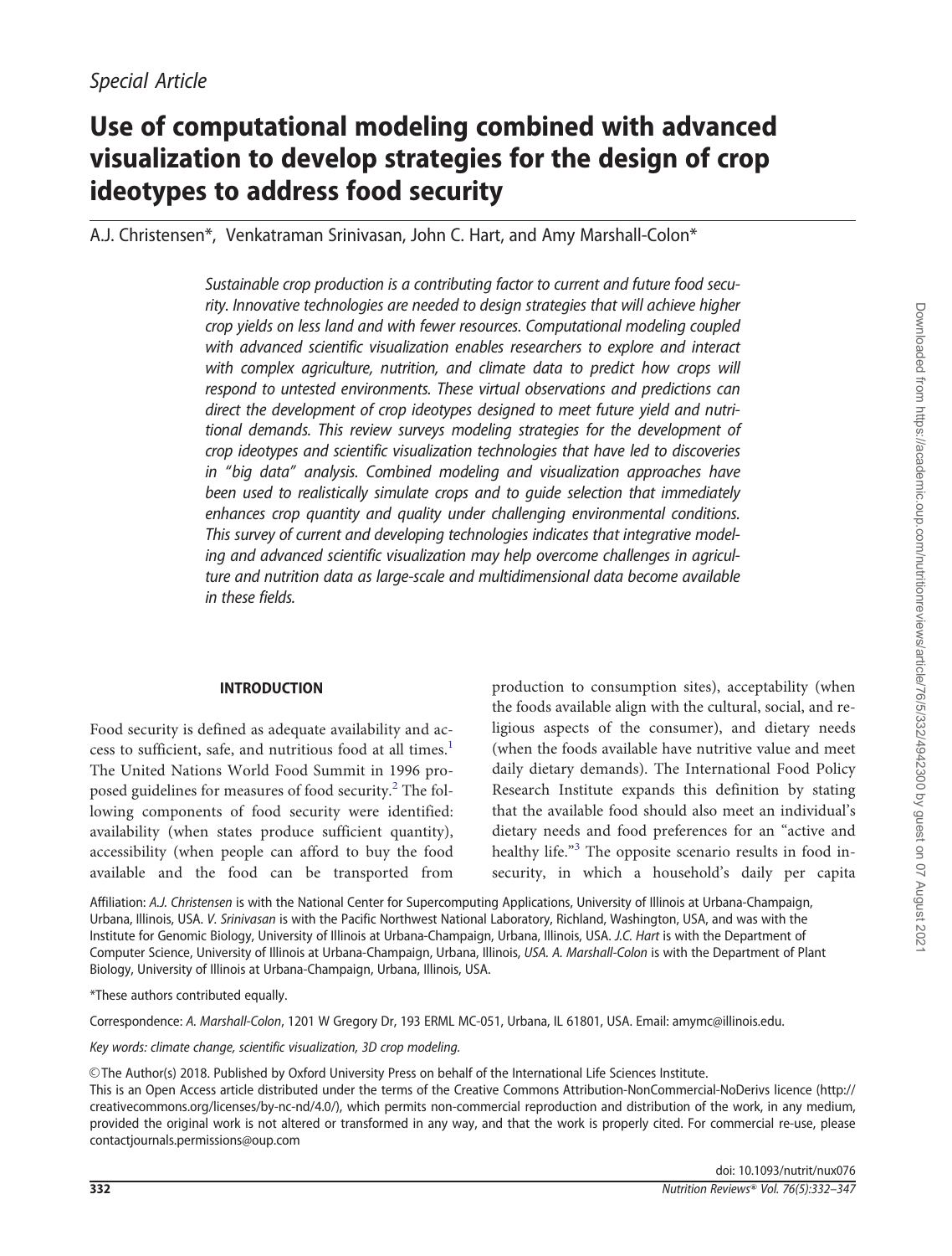*Special Article*

# Use of computational modeling combined with advanced visualization to develop strategies for the design of crop ideotypes to address food security

A.J. Christensen*, Venkatraman Srinivasan, John C. Hart, and Amy Marshall-Colon*

*Sustainable crop production is a contributing factor to current and future food security. Innovative technologies are needed to design strategies that will achieve higher crop yields on less land and with fewer resources. Computational modeling coupled with advanced scientific visualization enables researchers to explore and interact with complex agriculture, nutrition, and climate data to predict how crops will respond to untested environments. These virtual observations and predictions can direct the development of crop ideotypes designed to meet future yield and nutritional demands. This review surveys modeling strategies for the development of crop ideotypes and scientific visualization technologies that have led to discoveries in "big data" analysis. Combined modeling and visualization approaches have been used to realistically simulate crops and to guide selection that immediately enhances crop quantity and quality under challenging environmental conditions. This survey of current and developing technologies indicates that integrative modeling and advanced scientific visualization may help overcome challenges in agriculture and nutrition data as large-scale and multidimensional data become available in these fields.*

## INTRODUCTION

Food security is defined as adequate availability and access to sufficient, safe, and nutritious food at all times.[1] The United Nations World Food Summit in 1996 proposed guidelines for measures of food security.[2] The following components of food security were identified: availability (when states produce sufficient quantity), accessibility (when people can afford to buy the food available and the food can be transported from production to consumption sites), acceptability (when the foods available align with the cultural, social, and religious aspects of the consumer), and dietary needs (when the foods available have nutritive value and meet daily dietary demands). The International Food Policy Research Institute expands this definition by stating that the available food should also meet an individual's dietary needs and food preferences for an "active and healthy life."[3] The opposite scenario results in food insecurity, in which a household's daily per capita

Affiliation: *A.J. Christensen* is with the National Center for Supercomputing Applications, University of Illinois at Urbana-Champaign, Urbana, Illinois, USA. *V. Srinivasan* is with the Pacific Northwest National Laboratory, Richland, Washington, USA, and was with the Institute for Genomic Biology, University of Illinois at Urbana-Champaign, Urbana, Illinois, USA. *J.C. Hart* is with the Department of Computer Science, University of Illinois at Urbana-Champaign, Urbana, Illinois, *USA. A. Marshall-Colon* is with the Department of Plant Biology, University of Illinois at Urbana-Champaign, Urbana, Illinois, USA.

*These authors contributed equally.

Correspondence: *A. Marshall-Colon*, 1201 W Gregory Dr, 193 ERML MC-051, Urbana, IL 61801, USA. Email: amymc@illinois.edu.

*Key words: climate change, scientific visualization, 3D crop modeling.*

© The Author(s) 2018. Published by Oxford University Press on behalf of the International Life Sciences Institute.
This is an Open Access article distributed under the terms of the Creative Commons Attribution-NonCommercial-NoDerivs licence (http://creativecommons.org/licenses/by-nc-nd/4.0/), which permits non-commercial reproduction and distribution of the work, in any medium, provided the original work is not altered or transformed in any way, and that the work is properly cited. For commercial re-use, please contactjournals.permissions@oup.com

doi: 10.1093/nutrit/nux076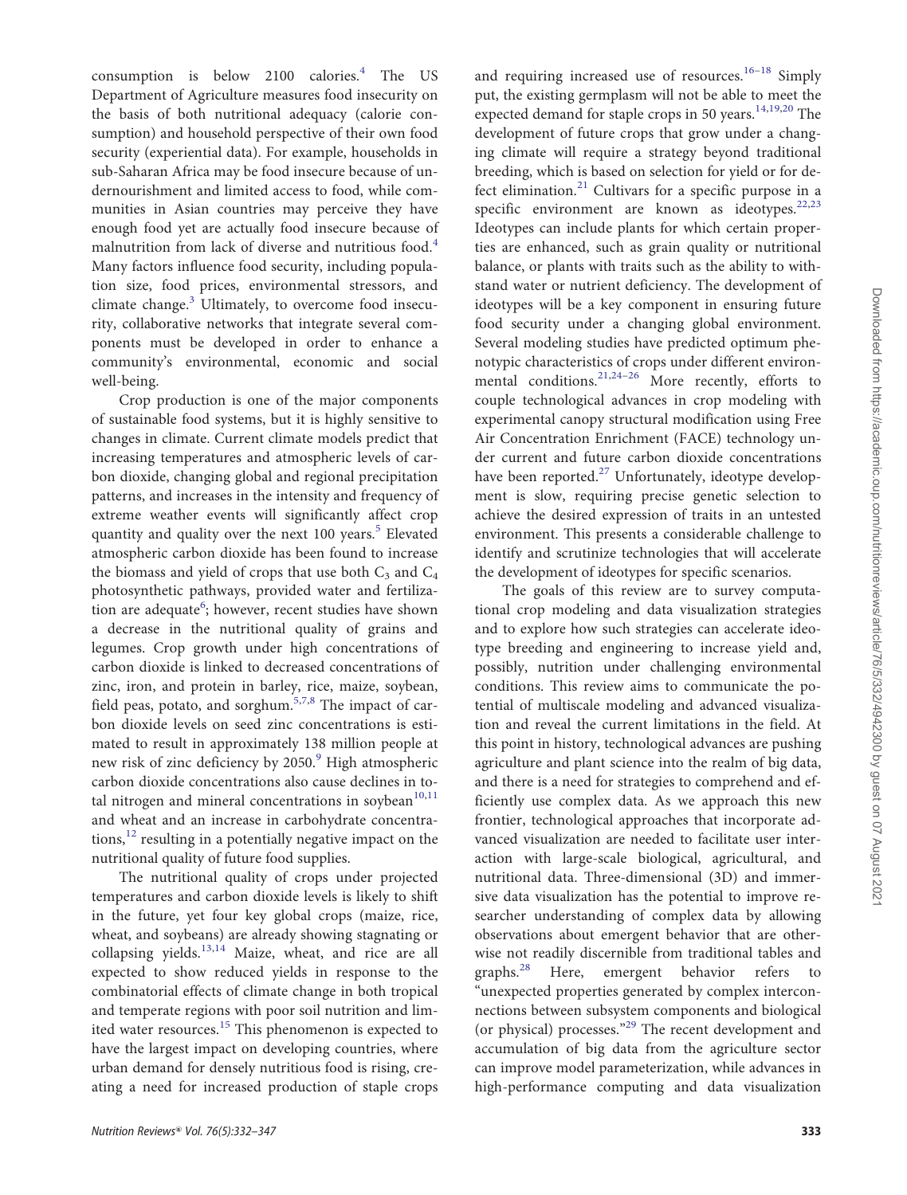consumption is below 2100 calories.[4] The US Department of Agriculture measures food insecurity on the basis of both nutritional adequacy (calorie consumption) and household perspective of their own food security (experiential data). For example, households in sub-Saharan Africa may be food insecure because of undernourishment and limited access to food, while communities in Asian countries may perceive they have enough food yet are actually food insecure because of malnutrition from lack of diverse and nutritious food.[4] Many factors influence food security, including population size, food prices, environmental stressors, and climate change.[3] Ultimately, to overcome food insecurity, collaborative networks that integrate several components must be developed in order to enhance a community's environmental, economic and social well-being.

Crop production is one of the major components of sustainable food systems, but it is highly sensitive to changes in climate. Current climate models predict that increasing temperatures and atmospheric levels of carbon dioxide, changing global and regional precipitation patterns, and increases in the intensity and frequency of extreme weather events will significantly affect crop quantity and quality over the next 100 years.[5] Elevated atmospheric carbon dioxide has been found to increase the biomass and yield of crops that use both $C_3$ and $C_4$ photosynthetic pathways, provided water and fertilization are adequate[6]; however, recent studies have shown a decrease in the nutritional quality of grains and legumes. Crop growth under high concentrations of carbon dioxide is linked to decreased concentrations of zinc, iron, and protein in barley, rice, maize, soybean, field peas, potato, and sorghum.[5,7,8] The impact of carbon dioxide levels on seed zinc concentrations is estimated to result in approximately 138 million people at new risk of zinc deficiency by 2050.[9] High atmospheric carbon dioxide concentrations also cause declines in total nitrogen and mineral concentrations in soybean[10,11] and wheat and an increase in carbohydrate concentrations,[12] resulting in a potentially negative impact on the nutritional quality of future food supplies.

The nutritional quality of crops under projected temperatures and carbon dioxide levels is likely to shift in the future, yet four key global crops (maize, rice, wheat, and soybeans) are already showing stagnating or collapsing yields.[13,14] Maize, wheat, and rice are all expected to show reduced yields in response to the combinatorial effects of climate change in both tropical and temperate regions with poor soil nutrition and limited water resources.[15] This phenomenon is expected to have the largest impact on developing countries, where urban demand for densely nutritious food is rising, creating a need for increased production of staple crops and requiring increased use of resources.[16–18] Simply put, the existing germplasm will not be able to meet the expected demand for staple crops in 50 years.[14,19,20] The development of future crops that grow under a changing climate will require a strategy beyond traditional breeding, which is based on selection for yield or for defect elimination.[21] Cultivars for a specific purpose in a specific environment are known as ideotypes.[22,23] Ideotypes can include plants for which certain properties are enhanced, such as grain quality or nutritional balance, or plants with traits such as the ability to withstand water or nutrient deficiency. The development of ideotypes will be a key component in ensuring future food security under a changing global environment. Several modeling studies have predicted optimum phenotypic characteristics of crops under different environmental conditions.[21,24–26] More recently, efforts to couple technological advances in crop modeling with experimental canopy structural modification using Free Air Concentration Enrichment (FACE) technology under current and future carbon dioxide concentrations have been reported.[27] Unfortunately, ideotype development is slow, requiring precise genetic selection to achieve the desired expression of traits in an untested environment. This presents a considerable challenge to identify and scrutinize technologies that will accelerate the development of ideotypes for specific scenarios.

The goals of this review are to survey computational crop modeling and data visualization strategies and to explore how such strategies can accelerate ideotype breeding and engineering to increase yield and, possibly, nutrition under challenging environmental conditions. This review aims to communicate the potential of multiscale modeling and advanced visualization and reveal the current limitations in the field. At this point in history, technological advances are pushing agriculture and plant science into the realm of big data, and there is a need for strategies to comprehend and efficiently use complex data. As we approach this new frontier, technological approaches that incorporate advanced visualization are needed to facilitate user interaction with large-scale biological, agricultural, and nutritional data. Three-dimensional (3D) and immersive data visualization has the potential to improve researcher understanding of complex data by allowing observations about emergent behavior that are otherwise not readily discernible from traditional tables and graphs.[28] Here, emergent behavior refers to "unexpected properties generated by complex interconnections between subsystem components and biological (or physical) processes."[29] The recent development and accumulation of big data from the agriculture sector can improve model parameterization, while advances in high-performance computing and data visualization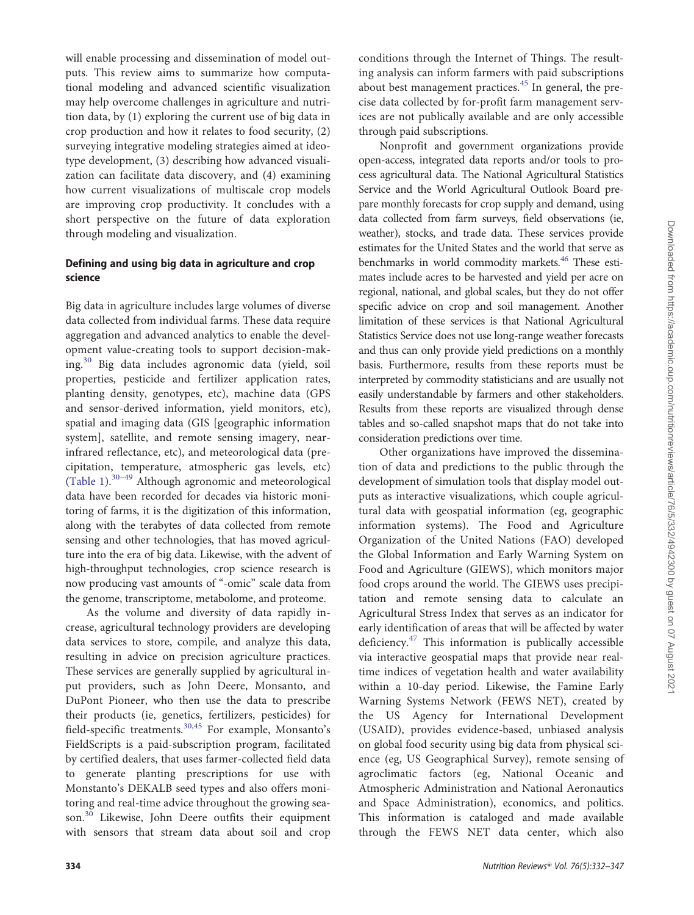will enable processing and dissemination of model outputs. This review aims to summarize how computational modeling and advanced scientific visualization may help overcome challenges in agriculture and nutrition data, by (1) exploring the current use of big data in crop production and how it relates to food security, (2) surveying integrative modeling strategies aimed at ideotype development, (3) describing how advanced visualization can facilitate data discovery, and (4) examining how current visualizations of multiscale crop models are improving crop productivity. It concludes with a short perspective on the future of data exploration through modeling and visualization.

## Defining and using big data in agriculture and crop science

Big data in agriculture includes large volumes of diverse data collected from individual farms. These data require aggregation and advanced analytics to enable the development value-creating tools to support decision-making.[30] Big data includes agronomic data (yield, soil properties, pesticide and fertilizer application rates, planting density, genotypes, etc), machine data (GPS and sensor-derived information, yield monitors, etc), spatial and imaging data (GIS [geographic information system], satellite, and remote sensing imagery, near-infrared reflectance, etc), and meteorological data (precipitation, temperature, atmospheric gas levels, etc) (Table 1).[30–49] Although agronomic and meteorological data have been recorded for decades via historic monitoring of farms, it is the digitization of this information, along with the terabytes of data collected from remote sensing and other technologies, that has moved agriculture into the era of big data. Likewise, with the advent of high-throughput technologies, crop science research is now producing vast amounts of "-omic" scale data from the genome, transcriptome, metabolome, and proteome.

As the volume and diversity of data rapidly increase, agricultural technology providers are developing data services to store, compile, and analyze this data, resulting in advice on precision agriculture practices. These services are generally supplied by agricultural input providers, such as John Deere, Monsanto, and DuPont Pioneer, who then use the data to prescribe their products (ie, genetics, fertilizers, pesticides) for field-specific treatments.[30,45] For example, Monsanto's FieldScripts is a paid-subscription program, facilitated by certified dealers, that uses farmer-collected field data to generate planting prescriptions for use with Monstanto's DEKALB seed types and also offers monitoring and real-time advice throughout the growing season.[30] Likewise, John Deere outfits their equipment with sensors that stream data about soil and crop conditions through the Internet of Things. The resulting analysis can inform farmers with paid subscriptions about best management practices.[45] In general, the precise data collected by for-profit farm management services are not publically available and are only accessible through paid subscriptions.

Nonprofit and government organizations provide open-access, integrated data reports and/or tools to process agricultural data. The National Agricultural Statistics Service and the World Agricultural Outlook Board prepare monthly forecasts for crop supply and demand, using data collected from farm surveys, field observations (ie, weather), stocks, and trade data. These services provide estimates for the United States and the world that serve as benchmarks in world commodity markets.[46] These estimates include acres to be harvested and yield per acre on regional, national, and global scales, but they do not offer specific advice on crop and soil management. Another limitation of these services is that National Agricultural Statistics Service does not use long-range weather forecasts and thus can only provide yield predictions on a monthly basis. Furthermore, results from these reports must be interpreted by commodity statisticians and are usually not easily understandable by farmers and other stakeholders. Results from these reports are visualized through dense tables and so-called snapshot maps that do not take into consideration predictions over time.

Other organizations have improved the dissemination of data and predictions to the public through the development of simulation tools that display model outputs as interactive visualizations, which couple agricultural data with geospatial information (eg, geographic information systems). The Food and Agriculture Organization of the United Nations (FAO) developed the Global Information and Early Warning System on Food and Agriculture (GIEWS), which monitors major food crops around the world. The GIEWS uses precipitation and remote sensing data to calculate an Agricultural Stress Index that serves as an indicator for early identification of areas that will be affected by water deficiency.[47] This information is publically accessible via interactive geospatial maps that provide near real-time indices of vegetation health and water availability within a 10-day period. Likewise, the Famine Early Warning Systems Network (FEWS NET), created by the US Agency for International Development (USAID), provides evidence-based, unbiased analysis on global food security using big data from physical science (eg, US Geographical Survey), remote sensing of agroclimatic factors (eg, National Oceanic and Atmospheric Administration and National Aeronautics and Space Administration), economics, and politics. This information is cataloged and made available through the FEWS NET data center, which also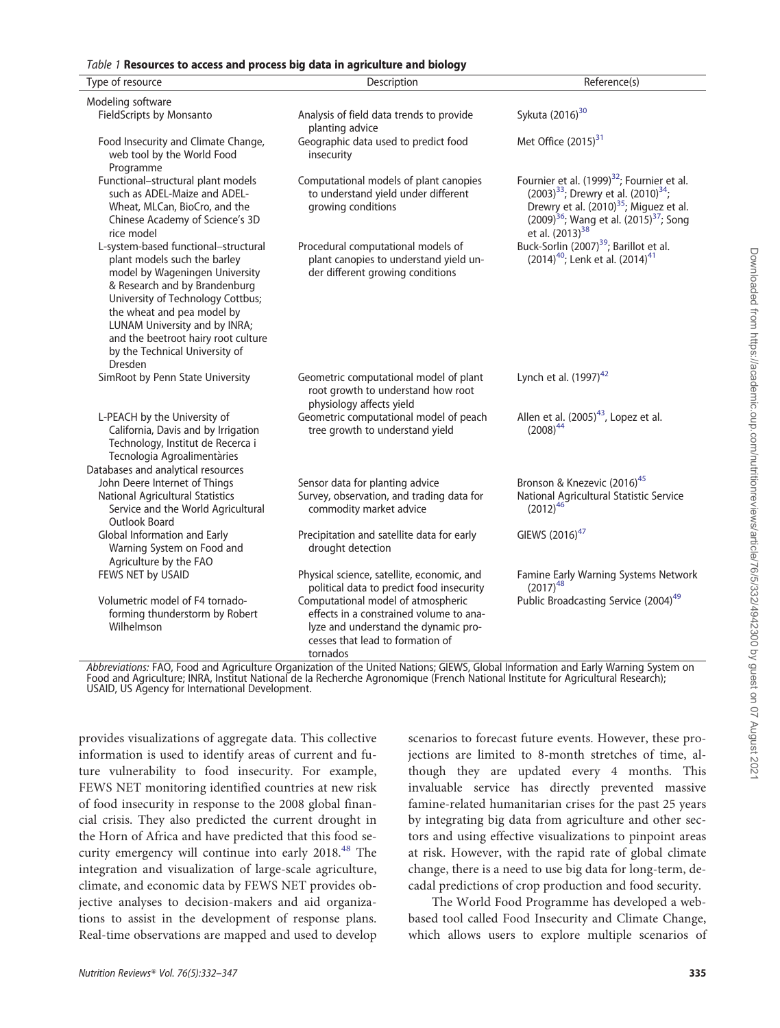*Table 1* **Resources to access and process big data in agriculture and biology**

| Type of resource | Description | Reference(s) |
|---|---|---|
| Modeling software | | |
| FieldScripts by Monsanto | Analysis of field data trends to provide planting advice | Sykuta (2016)[30] |
| Food Insecurity and Climate Change, web tool by the World Food Programme | Geographic data used to predict food insecurity | Met Office (2015)[31] |
| Functional–structural plant models such as ADEL-Maize and ADEL-Wheat, MLCan, BioCro, and the Chinese Academy of Science's 3D rice model | Computational models of plant canopies to understand yield under different growing conditions | Fournier et al. (1999)[32]; Fournier et al. (2003)[33]; Drewry et al. (2010)[34]; Drewry et al. (2010)[35]; Miguez et al. (2009)[36]; Wang et al. (2015)[37]; Song et al. (2013)[38] |
| L-system-based functional–structural plant models such the barley model by Wageningen University & Research and by Brandenburg University of Technology Cottbus; the wheat and pea model by LUNAM University and by INRA; and the beetroot hairy root culture by the Technical University of Dresden | Procedural computational models of plant canopies to understand yield under different growing conditions | Buck-Sorlin (2007)[39]; Barillot et al. (2014)[40]; Lenk et al. (2014)[41] |
| SimRoot by Penn State University | Geometric computational model of plant root growth to understand how root physiology affects yield | Lynch et al. (1997)[42] |
| L-PEACH by the University of California, Davis and by Irrigation Technology, Institut de Recerca i Tecnologia Agroalimentàries | Geometric computational model of peach tree growth to understand yield | Allen et al. (2005)[43], Lopez et al. (2008)[44] |
| Databases and analytical resources | | |
| John Deere Internet of Things | Sensor data for planting advice | Bronson & Knezevic (2016)[45] |
| National Agricultural Statistics Service and the World Agricultural Outlook Board | Survey, observation, and trading data for commodity market advice | National Agricultural Statistic Service (2012)[46] |
| Global Information and Early Warning System on Food and Agriculture by the FAO | Precipitation and satellite data for early drought detection | GIEWS (2016)[47] |
| FEWS NET by USAID | Physical science, satellite, economic, and political data to predict food insecurity | Famine Early Warning Systems Network (2017)[48] |
| Volumetric model of F4 tornado-forming thunderstorm by Robert Wilhelmson | Computational model of atmospheric effects in a constrained volume to analyze and understand the dynamic processes that lead to formation of tornados | Public Broadcasting Service (2004)[49] |

*Abbreviations:* FAO, Food and Agriculture Organization of the United Nations; GIEWS, Global Information and Early Warning System on Food and Agriculture; INRA, Institut National de la Recherche Agronomique (French National Institute for Agricultural Research); USAID, US Agency for International Development.

provides visualizations of aggregate data. This collective information is used to identify areas of current and future vulnerability to food insecurity. For example, FEWS NET monitoring identified countries at new risk of food insecurity in response to the 2008 global financial crisis. They also predicted the current drought in the Horn of Africa and have predicted that this food security emergency will continue into early 2018.[48] The integration and visualization of large-scale agriculture, climate, and economic data by FEWS NET provides objective analyses to decision-makers and aid organizations to assist in the development of response plans. Real-time observations are mapped and used to develop scenarios to forecast future events. However, these projections are limited to 8-month stretches of time, although they are updated every 4 months. This invaluable service has directly prevented massive famine-related humanitarian crises for the past 25 years by integrating big data from agriculture and other sectors and using effective visualizations to pinpoint areas at risk. However, with the rapid rate of global climate change, there is a need to use big data for long-term, decadal predictions of crop production and food security.

The World Food Programme has developed a web-based tool called Food Insecurity and Climate Change, which allows users to explore multiple scenarios of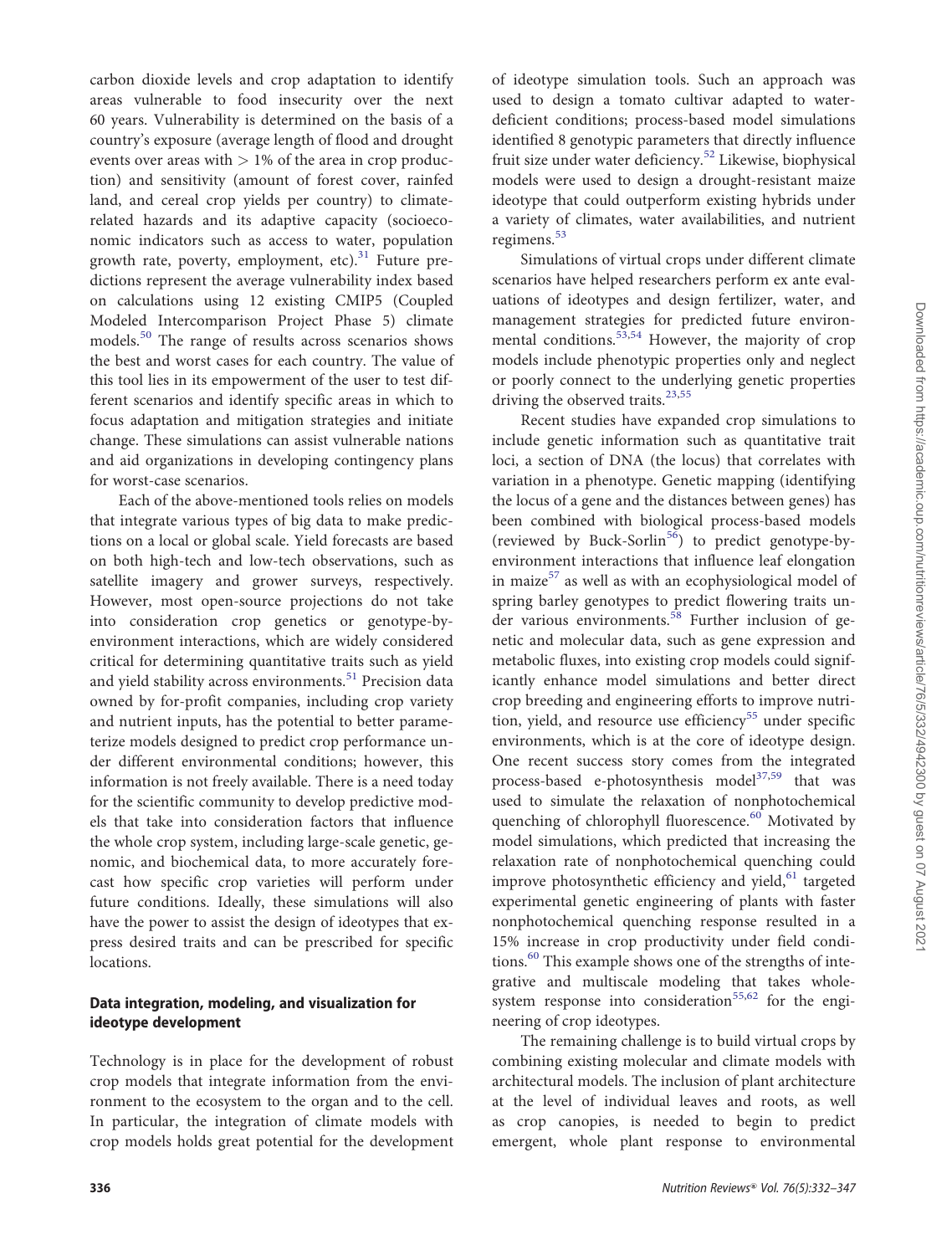carbon dioxide levels and crop adaptation to identify areas vulnerable to food insecurity over the next 60 years. Vulnerability is determined on the basis of a country's exposure (average length of flood and drought events over areas with > 1% of the area in crop production) and sensitivity (amount of forest cover, rainfed land, and cereal crop yields per country) to climate-related hazards and its adaptive capacity (socioeconomic indicators such as access to water, population growth rate, poverty, employment, etc).[31] Future predictions represent the average vulnerability index based on calculations using 12 existing CMIP5 (Coupled Modeled Intercomparison Project Phase 5) climate models.[50] The range of results across scenarios shows the best and worst cases for each country. The value of this tool lies in its empowerment of the user to test different scenarios and identify specific areas in which to focus adaptation and mitigation strategies and initiate change. These simulations can assist vulnerable nations and aid organizations in developing contingency plans for worst-case scenarios.

Each of the above-mentioned tools relies on models that integrate various types of big data to make predictions on a local or global scale. Yield forecasts are based on both high-tech and low-tech observations, such as satellite imagery and grower surveys, respectively. However, most open-source projections do not take into consideration crop genetics or genotype-by-environment interactions, which are widely considered critical for determining quantitative traits such as yield and yield stability across environments.[51] Precision data owned by for-profit companies, including crop variety and nutrient inputs, has the potential to better parameterize models designed to predict crop performance under different environmental conditions; however, this information is not freely available. There is a need today for the scientific community to develop predictive models that take into consideration factors that influence the whole crop system, including large-scale genetic, genomic, and biochemical data, to more accurately forecast how specific crop varieties will perform under future conditions. Ideally, these simulations will also have the power to assist the design of ideotypes that express desired traits and can be prescribed for specific locations.

### Data integration, modeling, and visualization for ideotype development

Technology is in place for the development of robust crop models that integrate information from the environment to the ecosystem to the organ and to the cell. In particular, the integration of climate models with crop models holds great potential for the development of ideotype simulation tools. Such an approach was used to design a tomato cultivar adapted to water-deficient conditions; process-based model simulations identified 8 genotypic parameters that directly influence fruit size under water deficiency.[52] Likewise, biophysical models were used to design a drought-resistant maize ideotype that could outperform existing hybrids under a variety of climates, water availabilities, and nutrient regimens.[53]

Simulations of virtual crops under different climate scenarios have helped researchers perform ex ante evaluations of ideotypes and design fertilizer, water, and management strategies for predicted future environmental conditions.[53,54] However, the majority of crop models include phenotypic properties only and neglect or poorly connect to the underlying genetic properties driving the observed traits.[23,55]

Recent studies have expanded crop simulations to include genetic information such as quantitative trait loci, a section of DNA (the locus) that correlates with variation in a phenotype. Genetic mapping (identifying the locus of a gene and the distances between genes) has been combined with biological process-based models (reviewed by Buck-Sorlin[56]) to predict genotype-by-environment interactions that influence leaf elongation in maize[57] as well as with an ecophysiological model of spring barley genotypes to predict flowering traits under various environments.[58] Further inclusion of genetic and molecular data, such as gene expression and metabolic fluxes, into existing crop models could significantly enhance model simulations and better direct crop breeding and engineering efforts to improve nutrition, yield, and resource use efficiency[55] under specific environments, which is at the core of ideotype design. One recent success story comes from the integrated process-based e-photosynthesis model[37,59] that was used to simulate the relaxation of nonphotochemical quenching of chlorophyll fluorescence.[60] Motivated by model simulations, which predicted that increasing the relaxation rate of nonphotochemical quenching could improve photosynthetic efficiency and yield,[61] targeted experimental genetic engineering of plants with faster nonphotochemical quenching response resulted in a 15% increase in crop productivity under field conditions.[60] This example shows one of the strengths of integrative and multiscale modeling that takes whole-system response into consideration[55,62] for the engineering of crop ideotypes.

The remaining challenge is to build virtual crops by combining existing molecular and climate models with architectural models. The inclusion of plant architecture at the level of individual leaves and roots, as well as crop canopies, is needed to begin to predict emergent, whole plant response to environmental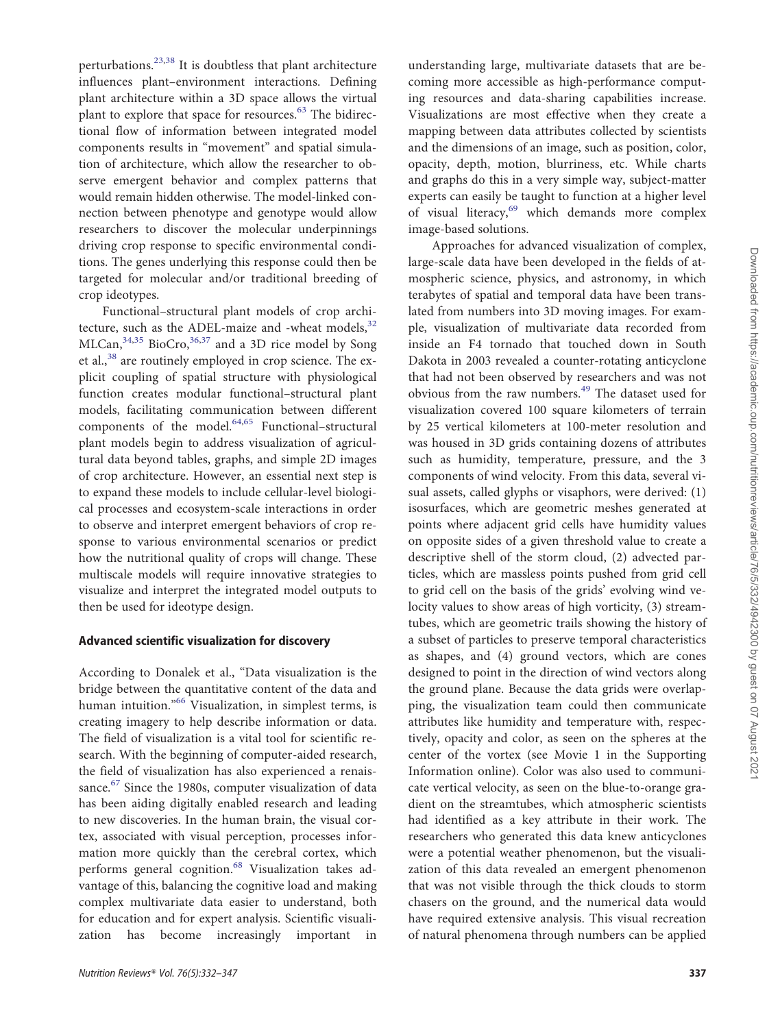perturbations.[23,38] It is doubtless that plant architecture influences plant–environment interactions. Defining plant architecture within a 3D space allows the virtual plant to explore that space for resources.[63] The bidirectional flow of information between integrated model components results in "movement" and spatial simulation of architecture, which allow the researcher to observe emergent behavior and complex patterns that would remain hidden otherwise. The model-linked connection between phenotype and genotype would allow researchers to discover the molecular underpinnings driving crop response to specific environmental conditions. The genes underlying this response could then be targeted for molecular and/or traditional breeding of crop ideotypes.

Functional–structural plant models of crop architecture, such as the ADEL-maize and -wheat models,[32] MLCan,[34,35] BioCro,[36,37] and a 3D rice model by Song et al.,[38] are routinely employed in crop science. The explicit coupling of spatial structure with physiological function creates modular functional–structural plant models, facilitating communication between different components of the model.[64,65] Functional–structural plant models begin to address visualization of agricultural data beyond tables, graphs, and simple 2D images of crop architecture. However, an essential next step is to expand these models to include cellular-level biological processes and ecosystem-scale interactions in order to observe and interpret emergent behaviors of crop response to various environmental scenarios or predict how the nutritional quality of crops will change. These multiscale models will require innovative strategies to visualize and interpret the integrated model outputs to then be used for ideotype design.

## Advanced scientific visualization for discovery

According to Donalek et al., "Data visualization is the bridge between the quantitative content of the data and human intuition."[66] Visualization, in simplest terms, is creating imagery to help describe information or data. The field of visualization is a vital tool for scientific research. With the beginning of computer-aided research, the field of visualization has also experienced a renaissance.[67] Since the 1980s, computer visualization of data has been aiding digitally enabled research and leading to new discoveries. In the human brain, the visual cortex, associated with visual perception, processes information more quickly than the cerebral cortex, which performs general cognition.[68] Visualization takes advantage of this, balancing the cognitive load and making complex multivariate data easier to understand, both for education and for expert analysis. Scientific visualization has become increasingly important in understanding large, multivariate datasets that are becoming more accessible as high-performance computing resources and data-sharing capabilities increase. Visualizations are most effective when they create a mapping between data attributes collected by scientists and the dimensions of an image, such as position, color, opacity, depth, motion, blurriness, etc. While charts and graphs do this in a very simple way, subject-matter experts can easily be taught to function at a higher level of visual literacy,[69] which demands more complex image-based solutions.

Approaches for advanced visualization of complex, large-scale data have been developed in the fields of atmospheric science, physics, and astronomy, in which terabytes of spatial and temporal data have been translated from numbers into 3D moving images. For example, visualization of multivariate data recorded from inside an F4 tornado that touched down in South Dakota in 2003 revealed a counter-rotating anticyclone that had not been observed by researchers and was not obvious from the raw numbers.[49] The dataset used for visualization covered 100 square kilometers of terrain by 25 vertical kilometers at 100-meter resolution and was housed in 3D grids containing dozens of attributes such as humidity, temperature, pressure, and the 3 components of wind velocity. From this data, several visual assets, called glyphs or visaphors, were derived: (1) isosurfaces, which are geometric meshes generated at points where adjacent grid cells have humidity values on opposite sides of a given threshold value to create a descriptive shell of the storm cloud, (2) advected particles, which are massless points pushed from grid cell to grid cell on the basis of the grids' evolving wind velocity values to show areas of high vorticity, (3) streamtubes, which are geometric trails showing the history of a subset of particles to preserve temporal characteristics as shapes, and (4) ground vectors, which are cones designed to point in the direction of wind vectors along the ground plane. Because the data grids were overlapping, the visualization team could then communicate attributes like humidity and temperature with, respectively, opacity and color, as seen on the spheres at the center of the vortex (see Movie 1 in the Supporting Information online). Color was also used to communicate vertical velocity, as seen on the blue-to-orange gradient on the streamtubes, which atmospheric scientists had identified as a key attribute in their work. The researchers who generated this data knew anticyclones were a potential weather phenomenon, but the visualization of this data revealed an emergent phenomenon that was not visible through the thick clouds to storm chasers on the ground, and the numerical data would have required extensive analysis. This visual recreation of natural phenomena through numbers can be applied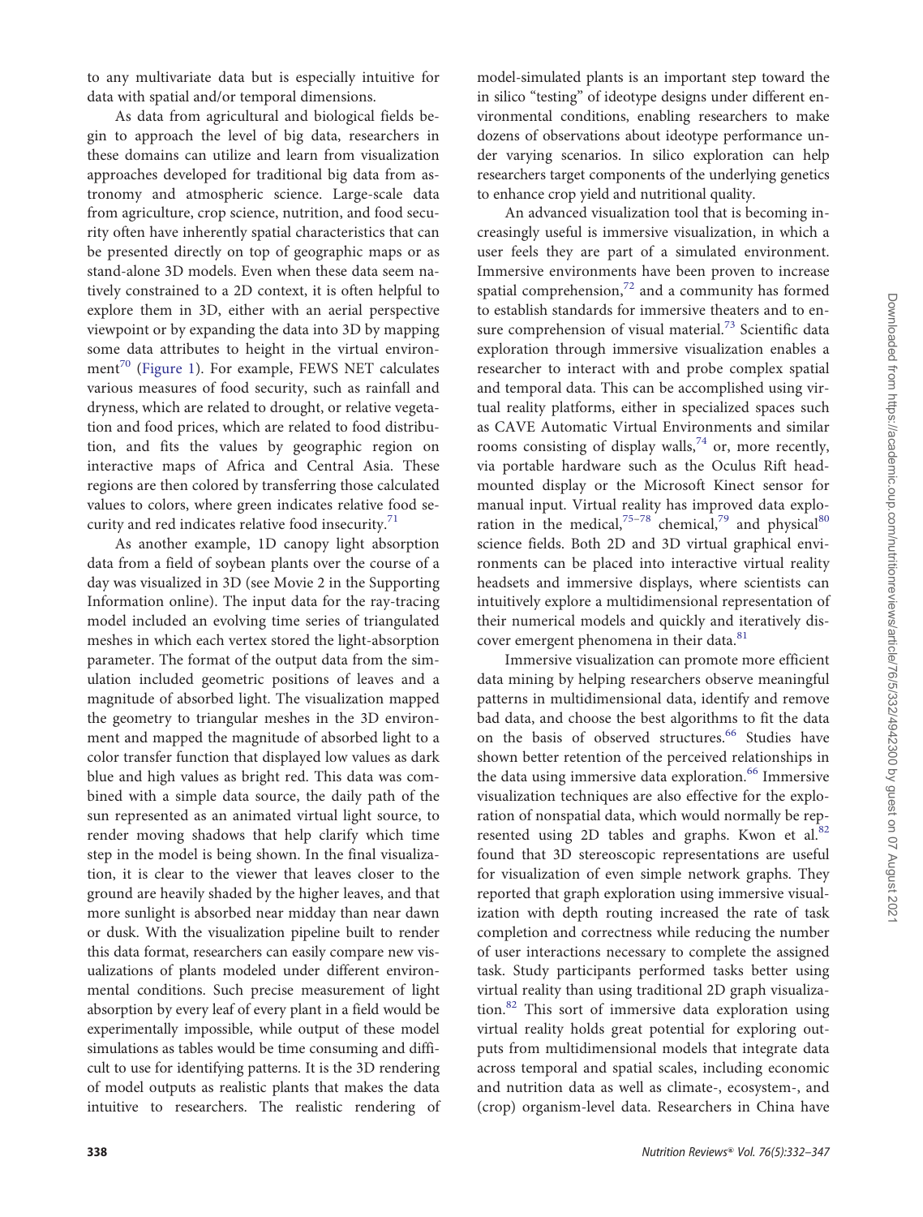to any multivariate data but is especially intuitive for data with spatial and/or temporal dimensions.

As data from agricultural and biological fields begin to approach the level of big data, researchers in these domains can utilize and learn from visualization approaches developed for traditional big data from astronomy and atmospheric science. Large-scale data from agriculture, crop science, nutrition, and food security often have inherently spatial characteristics that can be presented directly on top of geographic maps or as stand-alone 3D models. Even when these data seem natively constrained to a 2D context, it is often helpful to explore them in 3D, either with an aerial perspective viewpoint or by expanding the data into 3D by mapping some data attributes to height in the virtual environment[70] (Figure 1). For example, FEWS NET calculates various measures of food security, such as rainfall and dryness, which are related to drought, or relative vegetation and food prices, which are related to food distribution, and fits the values by geographic region on interactive maps of Africa and Central Asia. These regions are then colored by transferring those calculated values to colors, where green indicates relative food security and red indicates relative food insecurity.[71]

As another example, 1D canopy light absorption data from a field of soybean plants over the course of a day was visualized in 3D (see Movie 2 in the Supporting Information online). The input data for the ray-tracing model included an evolving time series of triangulated meshes in which each vertex stored the light-absorption parameter. The format of the output data from the simulation included geometric positions of leaves and a magnitude of absorbed light. The visualization mapped the geometry to triangular meshes in the 3D environment and mapped the magnitude of absorbed light to a color transfer function that displayed low values as dark blue and high values as bright red. This data was combined with a simple data source, the daily path of the sun represented as an animated virtual light source, to render moving shadows that help clarify which time step in the model is being shown. In the final visualization, it is clear to the viewer that leaves closer to the ground are heavily shaded by the higher leaves, and that more sunlight is absorbed near midday than near dawn or dusk. With the visualization pipeline built to render this data format, researchers can easily compare new visualizations of plants modeled under different environmental conditions. Such precise measurement of light absorption by every leaf of every plant in a field would be experimentally impossible, while output of these model simulations as tables would be time consuming and difficult to use for identifying patterns. It is the 3D rendering of model outputs as realistic plants that makes the data intuitive to researchers. The realistic rendering of model-simulated plants is an important step toward the in silico "testing" of ideotype designs under different environmental conditions, enabling researchers to make dozens of observations about ideotype performance under varying scenarios. In silico exploration can help researchers target components of the underlying genetics to enhance crop yield and nutritional quality.

An advanced visualization tool that is becoming increasingly useful is immersive visualization, in which a user feels they are part of a simulated environment. Immersive environments have been proven to increase spatial comprehension,[72] and a community has formed to establish standards for immersive theaters and to ensure comprehension of visual material.[73] Scientific data exploration through immersive visualization enables a researcher to interact with and probe complex spatial and temporal data. This can be accomplished using virtual reality platforms, either in specialized spaces such as CAVE Automatic Virtual Environments and similar rooms consisting of display walls,[74] or, more recently, via portable hardware such as the Oculus Rift head-mounted display or the Microsoft Kinect sensor for manual input. Virtual reality has improved data exploration in the medical,[75–78] chemical,[79] and physical[80] science fields. Both 2D and 3D virtual graphical environments can be placed into interactive virtual reality headsets and immersive displays, where scientists can intuitively explore a multidimensional representation of their numerical models and quickly and iteratively discover emergent phenomena in their data.[81]

Immersive visualization can promote more efficient data mining by helping researchers observe meaningful patterns in multidimensional data, identify and remove bad data, and choose the best algorithms to fit the data on the basis of observed structures.[66] Studies have shown better retention of the perceived relationships in the data using immersive data exploration.[66] Immersive visualization techniques are also effective for the exploration of nonspatial data, which would normally be represented using 2D tables and graphs. Kwon et al.[82] found that 3D stereoscopic representations are useful for visualization of even simple network graphs. They reported that graph exploration using immersive visualization with depth routing increased the rate of task completion and correctness while reducing the number of user interactions necessary to complete the assigned task. Study participants performed tasks better using virtual reality than using traditional 2D graph visualization.[82] This sort of immersive data exploration using virtual reality holds great potential for exploring outputs from multidimensional models that integrate data across temporal and spatial scales, including economic and nutrition data as well as climate-, ecosystem-, and (crop) organism-level data. Researchers in China have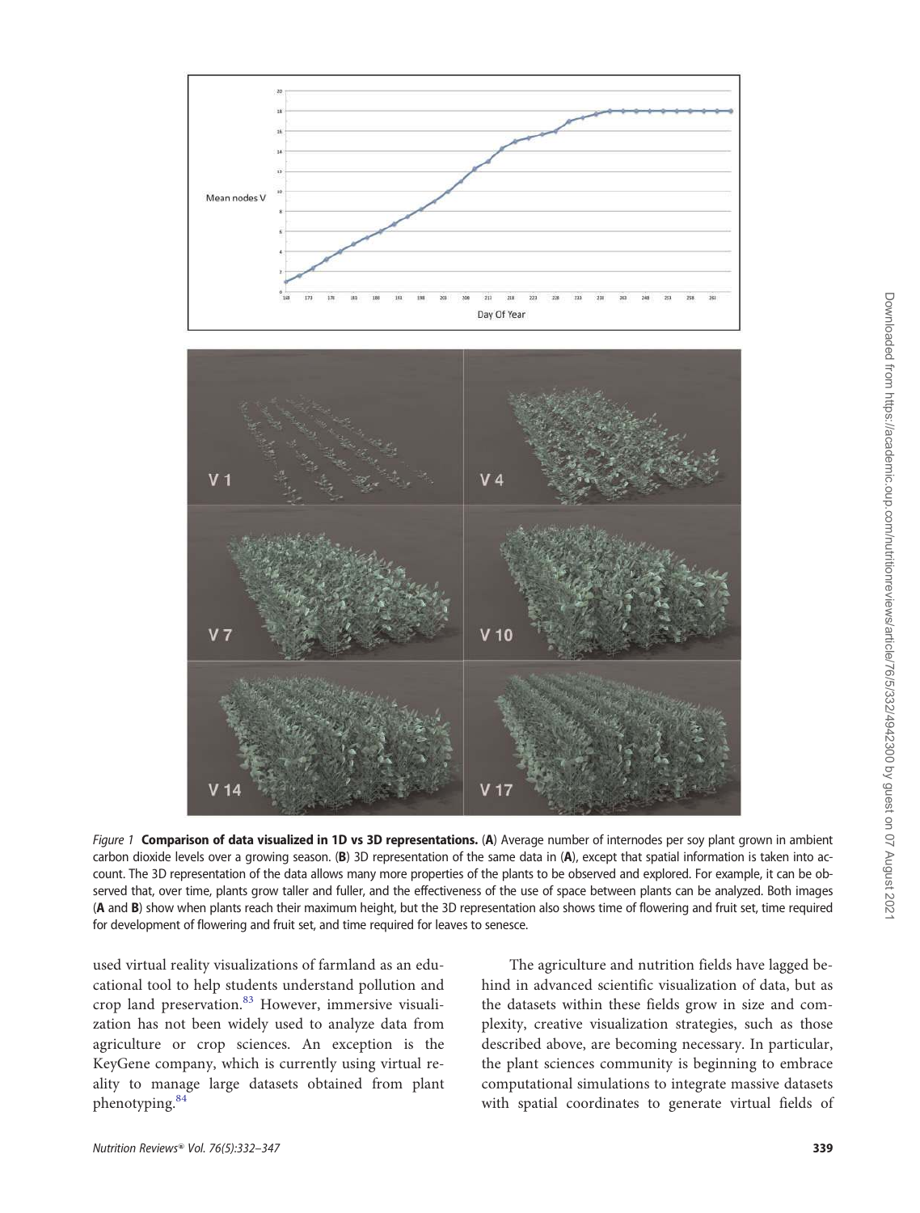*Figure 1* **Comparison of data visualized in 1D vs 3D representations.** (**A**) Average number of internodes per soy plant grown in ambient carbon dioxide levels over a growing season. (**B**) 3D representation of the same data in (**A**), except that spatial information is taken into account. The 3D representation of the data allows many more properties of the plants to be observed and explored. For example, it can be observed that, over time, plants grow taller and fuller, and the effectiveness of the use of space between plants can be analyzed. Both images (**A** and **B**) show when plants reach their maximum height, but the 3D representation also shows time of flowering and fruit set, time required for development of flowering and fruit set, and time required for leaves to senesce.

used virtual reality visualizations of farmland as an educational tool to help students understand pollution and crop land preservation.[83] However, immersive visualization has not been widely used to analyze data from agriculture or crop sciences. An exception is the KeyGene company, which is currently using virtual reality to manage large datasets obtained from plant phenotyping.[84]

The agriculture and nutrition fields have lagged behind in advanced scientific visualization of data, but as the datasets within these fields grow in size and complexity, creative visualization strategies, such as those described above, are becoming necessary. In particular, the plant sciences community is beginning to embrace computational simulations to integrate massive datasets with spatial coordinates to generate virtual fields of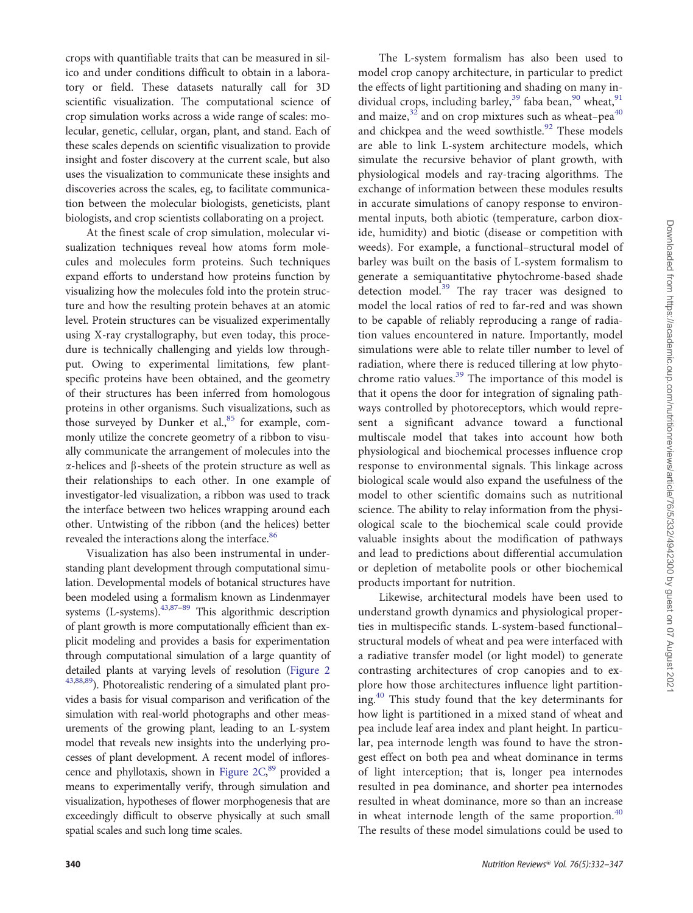crops with quantifiable traits that can be measured in silico and under conditions difficult to obtain in a laboratory or field. These datasets naturally call for 3D scientific visualization. The computational science of crop simulation works across a wide range of scales: molecular, genetic, cellular, organ, plant, and stand. Each of these scales depends on scientific visualization to provide insight and foster discovery at the current scale, but also uses the visualization to communicate these insights and discoveries across the scales, eg, to facilitate communication between the molecular biologists, geneticists, plant biologists, and crop scientists collaborating on a project.

At the finest scale of crop simulation, molecular visualization techniques reveal how atoms form molecules and molecules form proteins. Such techniques expand efforts to understand how proteins function by visualizing how the molecules fold into the protein structure and how the resulting protein behaves at an atomic level. Protein structures can be visualized experimentally using X-ray crystallography, but even today, this procedure is technically challenging and yields low throughput. Owing to experimental limitations, few plant-specific proteins have been obtained, and the geometry of their structures has been inferred from homologous proteins in other organisms. Such visualizations, such as those surveyed by Dunker et al.,[85] for example, commonly utilize the concrete geometry of a ribbon to visually communicate the arrangement of molecules into the α-helices and β-sheets of the protein structure as well as their relationships to each other. In one example of investigator-led visualization, a ribbon was used to track the interface between two helices wrapping around each other. Untwisting of the ribbon (and the helices) better revealed the interactions along the interface.[86]

Visualization has also been instrumental in understanding plant development through computational simulation. Developmental models of botanical structures have been modeled using a formalism known as Lindenmayer systems (L-systems).[43,87–89] This algorithmic description of plant growth is more computationally efficient than explicit modeling and provides a basis for experimentation through computational simulation of a large quantity of detailed plants at varying levels of resolution (Figure 2 [43,88,89]). Photorealistic rendering of a simulated plant provides a basis for visual comparison and verification of the simulation with real-world photographs and other measurements of the growing plant, leading to an L-system model that reveals new insights into the underlying processes of plant development. A recent model of inflorescence and phyllotaxis, shown in Figure 2C,[89] provided a means to experimentally verify, through simulation and visualization, hypotheses of flower morphogenesis that are exceedingly difficult to observe physically at such small spatial scales and such long time scales.

The L-system formalism has also been used to model crop canopy architecture, in particular to predict the effects of light partitioning and shading on many individual crops, including barley,[39] faba bean,[90] wheat,[91] and maize,[32] and on crop mixtures such as wheat–pea[40] and chickpea and the weed sowthistle.[92] These models are able to link L-system architecture models, which simulate the recursive behavior of plant growth, with physiological models and ray-tracing algorithms. The exchange of information between these modules results in accurate simulations of canopy response to environmental inputs, both abiotic (temperature, carbon dioxide, humidity) and biotic (disease or competition with weeds). For example, a functional–structural model of barley was built on the basis of L-system formalism to generate a semiquantitative phytochrome-based shade detection model.[39] The ray tracer was designed to model the local ratios of red to far-red and was shown to be capable of reliably reproducing a range of radiation values encountered in nature. Importantly, model simulations were able to relate tiller number to level of radiation, where there is reduced tillering at low phytochrome ratio values.[39] The importance of this model is that it opens the door for integration of signaling pathways controlled by photoreceptors, which would represent a significant advance toward a functional multiscale model that takes into account how both physiological and biochemical processes influence crop response to environmental signals. This linkage across biological scale would also expand the usefulness of the model to other scientific domains such as nutritional science. The ability to relay information from the physiological scale to the biochemical scale could provide valuable insights about the modification of pathways and lead to predictions about differential accumulation or depletion of metabolite pools or other biochemical products important for nutrition.

Likewise, architectural models have been used to understand growth dynamics and physiological properties in multispecific stands. L-system-based functional–structural models of wheat and pea were interfaced with a radiative transfer model (or light model) to generate contrasting architectures of crop canopies and to explore how those architectures influence light partitioning.[40] This study found that the key determinants for how light is partitioned in a mixed stand of wheat and pea include leaf area index and plant height. In particular, pea internode length was found to have the strongest effect on both pea and wheat dominance in terms of light interception; that is, longer pea internodes resulted in pea dominance, and shorter pea internodes resulted in wheat dominance, more so than an increase in wheat internode length of the same proportion.[40] The results of these model simulations could be used to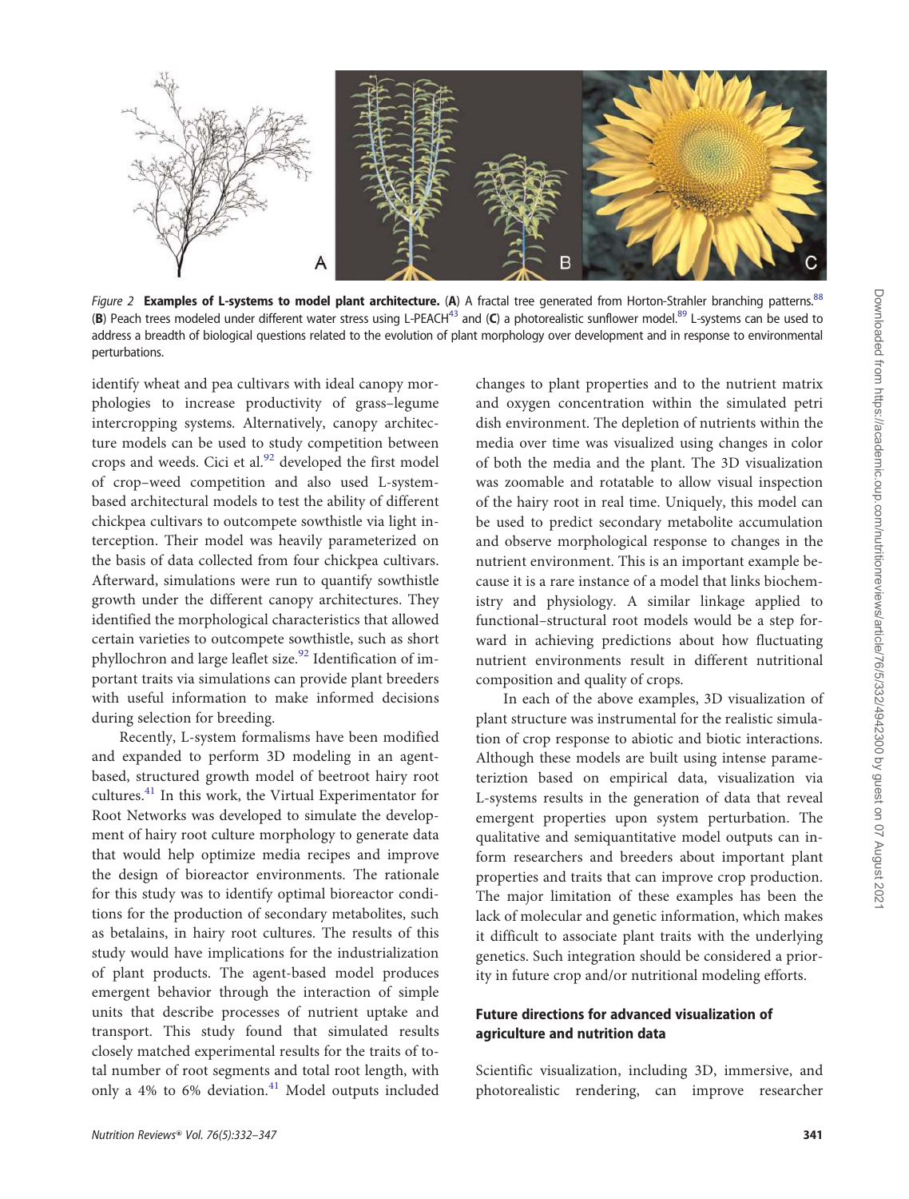*Figure 2* **Examples of L-systems to model plant architecture.** (**A**) A fractal tree generated from Horton-Strahler branching patterns.[88] (**B**) Peach trees modeled under different water stress using L-PEACH[43] and (**C**) a photorealistic sunflower model.[89] L-systems can be used to address a breadth of biological questions related to the evolution of plant morphology over development and in response to environmental perturbations.

identify wheat and pea cultivars with ideal canopy morphologies to increase productivity of grass–legume intercropping systems. Alternatively, canopy architecture models can be used to study competition between crops and weeds. Cici et al.[92] developed the first model of crop–weed competition and also used L-system-based architectural models to test the ability of different chickpea cultivars to outcompete sowthistle via light interception. Their model was heavily parameterized on the basis of data collected from four chickpea cultivars. Afterward, simulations were run to quantify sowthistle growth under the different canopy architectures. They identified the morphological characteristics that allowed certain varieties to outcompete sowthistle, such as short phyllochron and large leaflet size.[92] Identification of important traits via simulations can provide plant breeders with useful information to make informed decisions during selection for breeding.

Recently, L-system formalisms have been modified and expanded to perform 3D modeling in an agent-based, structured growth model of beetroot hairy root cultures.[41] In this work, the Virtual Experimentator for Root Networks was developed to simulate the development of hairy root culture morphology to generate data that would help optimize media recipes and improve the design of bioreactor environments. The rationale for this study was to identify optimal bioreactor conditions for the production of secondary metabolites, such as betalains, in hairy root cultures. The results of this study would have implications for the industrialization of plant products. The agent-based model produces emergent behavior through the interaction of simple units that describe processes of nutrient uptake and transport. This study found that simulated results closely matched experimental results for the traits of total number of root segments and total root length, with only a 4% to 6% deviation.[41] Model outputs included changes to plant properties and to the nutrient matrix and oxygen concentration within the simulated petri dish environment. The depletion of nutrients within the media over time was visualized using changes in color of both the media and the plant. The 3D visualization was zoomable and rotatable to allow visual inspection of the hairy root in real time. Uniquely, this model can be used to predict secondary metabolite accumulation and observe morphological response to changes in the nutrient environment. This is an important example because it is a rare instance of a model that links biochemistry and physiology. A similar linkage applied to functional–structural root models would be a step forward in achieving predictions about how fluctuating nutrient environments result in different nutritional composition and quality of crops.

In each of the above examples, 3D visualization of plant structure was instrumental for the realistic simulation of crop response to abiotic and biotic interactions. Although these models are built using intense parameteriztion based on empirical data, visualization via L-systems results in the generation of data that reveal emergent properties upon system perturbation. The qualitative and semiquantitative model outputs can inform researchers and breeders about important plant properties and traits that can improve crop production. The major limitation of these examples has been the lack of molecular and genetic information, which makes it difficult to associate plant traits with the underlying genetics. Such integration should be considered a priority in future crop and/or nutritional modeling efforts.

## Future directions for advanced visualization of agriculture and nutrition data

Scientific visualization, including 3D, immersive, and photorealistic rendering, can improve researcher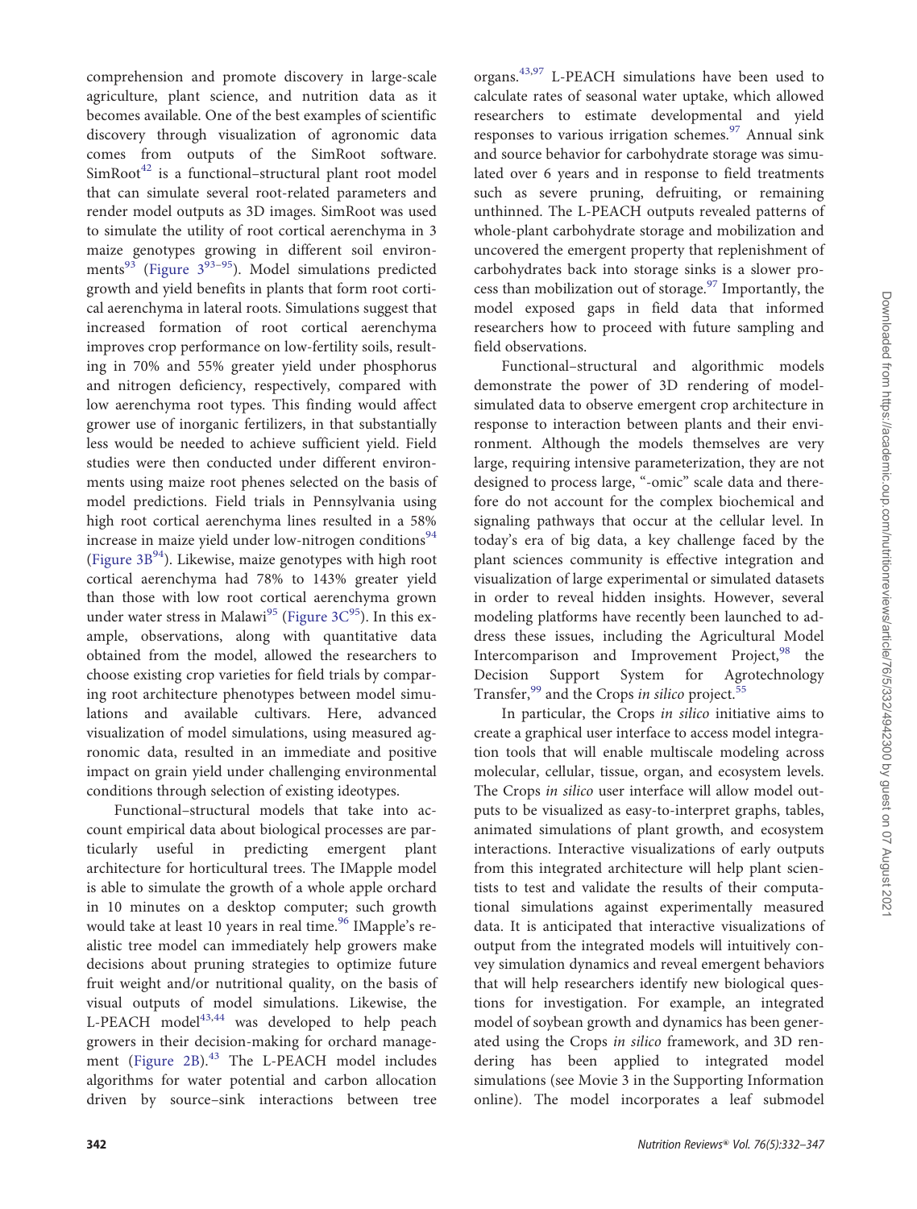comprehension and promote discovery in large-scale agriculture, plant science, and nutrition data as it becomes available. One of the best examples of scientific discovery through visualization of agronomic data comes from outputs of the SimRoot software. SimRoot[42] is a functional–structural plant root model that can simulate several root-related parameters and render model outputs as 3D images. SimRoot was used to simulate the utility of root cortical aerenchyma in 3 maize genotypes growing in different soil environments[93] (Figure 3[93–95]). Model simulations predicted growth and yield benefits in plants that form root cortical aerenchyma in lateral roots. Simulations suggest that increased formation of root cortical aerenchyma improves crop performance on low-fertility soils, resulting in 70% and 55% greater yield under phosphorus and nitrogen deficiency, respectively, compared with low aerenchyma root types. This finding would affect grower use of inorganic fertilizers, in that substantially less would be needed to achieve sufficient yield. Field studies were then conducted under different environments using maize root phenes selected on the basis of model predictions. Field trials in Pennsylvania using high root cortical aerenchyma lines resulted in a 58% increase in maize yield under low-nitrogen conditions[94] (Figure 3B[94]). Likewise, maize genotypes with high root cortical aerenchyma had 78% to 143% greater yield than those with low root cortical aerenchyma grown under water stress in Malawi[95] (Figure 3C[95]). In this example, observations, along with quantitative data obtained from the model, allowed the researchers to choose existing crop varieties for field trials by comparing root architecture phenotypes between model simulations and available cultivars. Here, advanced visualization of model simulations, using measured agronomic data, resulted in an immediate and positive impact on grain yield under challenging environmental conditions through selection of existing ideotypes.

Functional–structural models that take into account empirical data about biological processes are particularly useful in predicting emergent plant architecture for horticultural trees. The IMapple model is able to simulate the growth of a whole apple orchard in 10 minutes on a desktop computer; such growth would take at least 10 years in real time.[96] IMapple's realistic tree model can immediately help growers make decisions about pruning strategies to optimize future fruit weight and/or nutritional quality, on the basis of visual outputs of model simulations. Likewise, the L-PEACH model[43,44] was developed to help peach growers in their decision-making for orchard management (Figure 2B).[43] The L-PEACH model includes algorithms for water potential and carbon allocation driven by source–sink interactions between tree organs.[43,97] L-PEACH simulations have been used to calculate rates of seasonal water uptake, which allowed researchers to estimate developmental and yield responses to various irrigation schemes.[97] Annual sink and source behavior for carbohydrate storage was simulated over 6 years and in response to field treatments such as severe pruning, defruiting, or remaining unthinned. The L-PEACH outputs revealed patterns of whole-plant carbohydrate storage and mobilization and uncovered the emergent property that replenishment of carbohydrates back into storage sinks is a slower process than mobilization out of storage.[97] Importantly, the model exposed gaps in field data that informed researchers how to proceed with future sampling and field observations.

Functional–structural and algorithmic models demonstrate the power of 3D rendering of model-simulated data to observe emergent crop architecture in response to interaction between plants and their environment. Although the models themselves are very large, requiring intensive parameterization, they are not designed to process large, "-omic" scale data and therefore do not account for the complex biochemical and signaling pathways that occur at the cellular level. In today's era of big data, a key challenge faced by the plant sciences community is effective integration and visualization of large experimental or simulated datasets in order to reveal hidden insights. However, several modeling platforms have recently been launched to address these issues, including the Agricultural Model Intercomparison and Improvement Project,[98] the Decision Support System for Agrotechnology Transfer,[99] and the Crops *in silico* project.[55]

In particular, the Crops *in silico* initiative aims to create a graphical user interface to access model integration tools that will enable multiscale modeling across molecular, cellular, tissue, organ, and ecosystem levels. The Crops *in silico* user interface will allow model outputs to be visualized as easy-to-interpret graphs, tables, animated simulations of plant growth, and ecosystem interactions. Interactive visualizations of early outputs from this integrated architecture will help plant scientists to test and validate the results of their computational simulations against experimentally measured data. It is anticipated that interactive visualizations of output from the integrated models will intuitively convey simulation dynamics and reveal emergent behaviors that will help researchers identify new biological questions for investigation. For example, an integrated model of soybean growth and dynamics has been generated using the Crops *in silico* framework, and 3D rendering has been applied to integrated model simulations (see Movie 3 in the Supporting Information online). The model incorporates a leaf submodel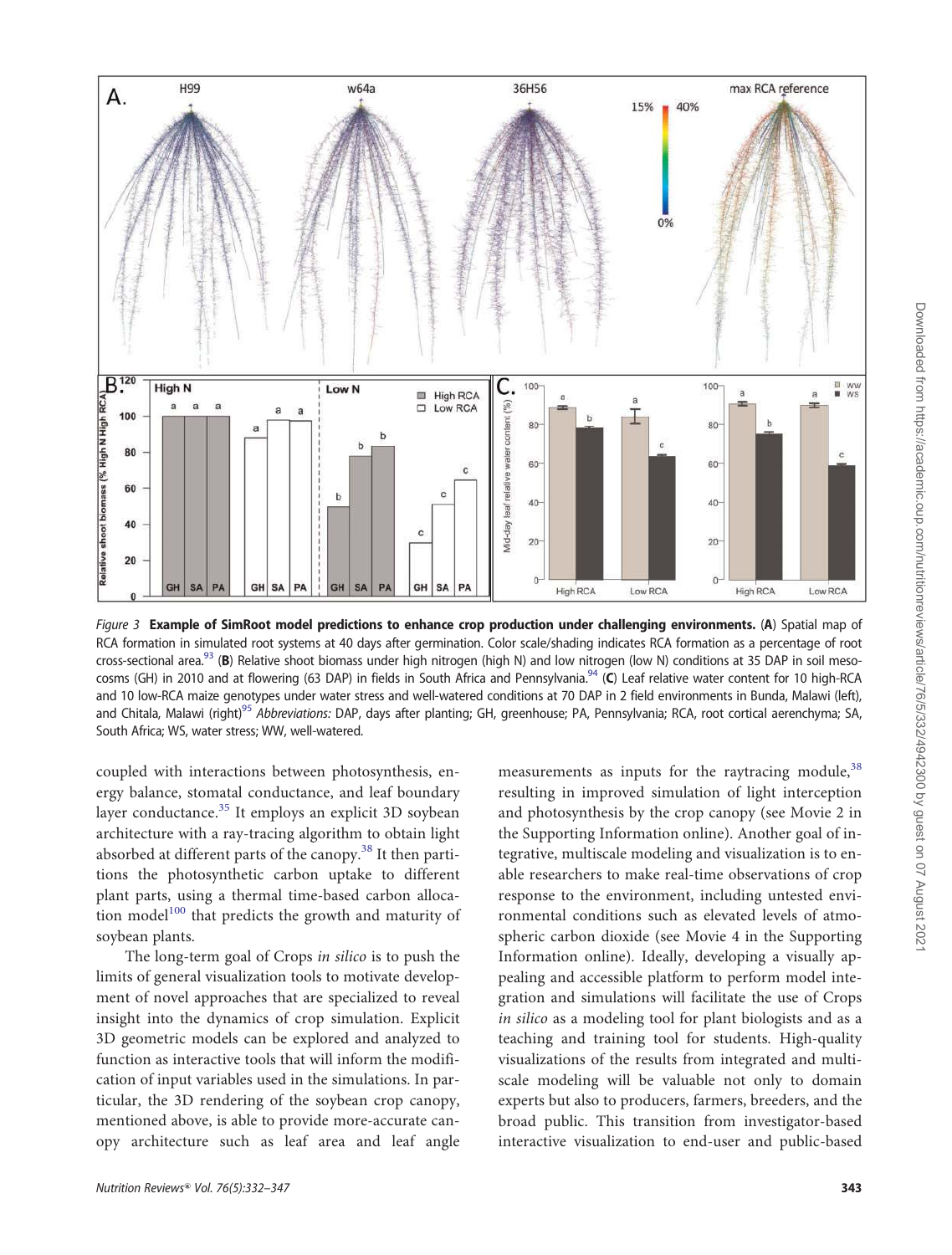*Figure 3* **Example of SimRoot model predictions to enhance crop production under challenging environments.** (**A**) Spatial map of RCA formation in simulated root systems at 40 days after germination. Color scale/shading indicates RCA formation as a percentage of root cross-sectional area.[93] (**B**) Relative shoot biomass under high nitrogen (high N) and low nitrogen (low N) conditions at 35 DAP in soil mesocosms (GH) in 2010 and at flowering (63 DAP) in fields in South Africa and Pennsylvania.[94] (**C**) Leaf relative water content for 10 high-RCA and 10 low-RCA maize genotypes under water stress and well-watered conditions at 70 DAP in 2 field environments in Bunda, Malawi (left), and Chitala, Malawi (right)[95] *Abbreviations:* DAP, days after planting; GH, greenhouse; PA, Pennsylvania; RCA, root cortical aerenchyma; SA, South Africa; WS, water stress; WW, well-watered.

coupled with interactions between photosynthesis, energy balance, stomatal conductance, and leaf boundary layer conductance.[35] It employs an explicit 3D soybean architecture with a ray-tracing algorithm to obtain light absorbed at different parts of the canopy.[38] It then partitions the photosynthetic carbon uptake to different plant parts, using a thermal time-based carbon allocation model[100] that predicts the growth and maturity of soybean plants.

The long-term goal of Crops *in silico* is to push the limits of general visualization tools to motivate development of novel approaches that are specialized to reveal insight into the dynamics of crop simulation. Explicit 3D geometric models can be explored and analyzed to function as interactive tools that will inform the modification of input variables used in the simulations. In particular, the 3D rendering of the soybean crop canopy, mentioned above, is able to provide more-accurate canopy architecture such as leaf area and leaf angle measurements as inputs for the raytracing module,[38] resulting in improved simulation of light interception and photosynthesis by the crop canopy (see Movie 2 in the Supporting Information online). Another goal of integrative, multiscale modeling and visualization is to enable researchers to make real-time observations of crop response to the environment, including untested environmental conditions such as elevated levels of atmospheric carbon dioxide (see Movie 4 in the Supporting Information online). Ideally, developing a visually appealing and accessible platform to perform model integration and simulations will facilitate the use of Crops *in silico* as a modeling tool for plant biologists and as a teaching and training tool for students. High-quality visualizations of the results from integrated and multiscale modeling will be valuable not only to domain experts but also to producers, farmers, breeders, and the broad public. This transition from investigator-based interactive visualization to end-user and public-based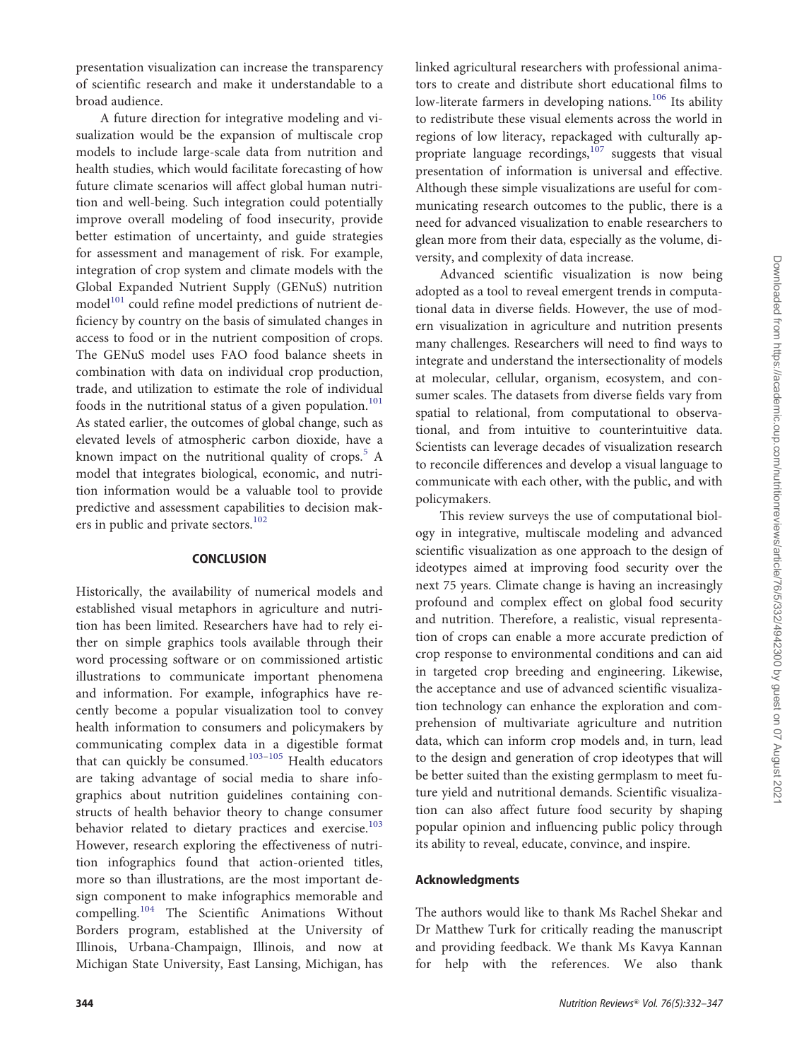presentation visualization can increase the transparency of scientific research and make it understandable to a broad audience.

A future direction for integrative modeling and visualization would be the expansion of multiscale crop models to include large-scale data from nutrition and health studies, which would facilitate forecasting of how future climate scenarios will affect global human nutrition and well-being. Such integration could potentially improve overall modeling of food insecurity, provide better estimation of uncertainty, and guide strategies for assessment and management of risk. For example, integration of crop system and climate models with the Global Expanded Nutrient Supply (GENuS) nutrition model[101] could refine model predictions of nutrient deficiency by country on the basis of simulated changes in access to food or in the nutrient composition of crops. The GENuS model uses FAO food balance sheets in combination with data on individual crop production, trade, and utilization to estimate the role of individual foods in the nutritional status of a given population.[101] As stated earlier, the outcomes of global change, such as elevated levels of atmospheric carbon dioxide, have a known impact on the nutritional quality of crops.[5] A model that integrates biological, economic, and nutrition information would be a valuable tool to provide predictive and assessment capabilities to decision makers in public and private sectors.[102]

## CONCLUSION

Historically, the availability of numerical models and established visual metaphors in agriculture and nutrition has been limited. Researchers have had to rely either on simple graphics tools available through their word processing software or on commissioned artistic illustrations to communicate important phenomena and information. For example, infographics have recently become a popular visualization tool to convey health information to consumers and policymakers by communicating complex data in a digestible format that can quickly be consumed.[103–105] Health educators are taking advantage of social media to share infographics about nutrition guidelines containing constructs of health behavior theory to change consumer behavior related to dietary practices and exercise.[103] However, research exploring the effectiveness of nutrition infographics found that action-oriented titles, more so than illustrations, are the most important design component to make infographics memorable and compelling.[104] The Scientific Animations Without Borders program, established at the University of Illinois, Urbana-Champaign, Illinois, and now at Michigan State University, East Lansing, Michigan, has linked agricultural researchers with professional animators to create and distribute short educational films to low-literate farmers in developing nations.[106] Its ability to redistribute these visual elements across the world in regions of low literacy, repackaged with culturally appropriate language recordings,[107] suggests that visual presentation of information is universal and effective. Although these simple visualizations are useful for communicating research outcomes to the public, there is a need for advanced visualization to enable researchers to glean more from their data, especially as the volume, diversity, and complexity of data increase.

Advanced scientific visualization is now being adopted as a tool to reveal emergent trends in computational data in diverse fields. However, the use of modern visualization in agriculture and nutrition presents many challenges. Researchers will need to find ways to integrate and understand the intersectionality of models at molecular, cellular, organism, ecosystem, and consumer scales. The datasets from diverse fields vary from spatial to relational, from computational to observational, and from intuitive to counterintuitive data. Scientists can leverage decades of visualization research to reconcile differences and develop a visual language to communicate with each other, with the public, and with policymakers.

This review surveys the use of computational biology in integrative, multiscale modeling and advanced scientific visualization as one approach to the design of ideotypes aimed at improving food security over the next 75 years. Climate change is having an increasingly profound and complex effect on global food security and nutrition. Therefore, a realistic, visual representation of crops can enable a more accurate prediction of crop response to environmental conditions and can aid in targeted crop breeding and engineering. Likewise, the acceptance and use of advanced scientific visualization technology can enhance the exploration and comprehension of multivariate agriculture and nutrition data, which can inform crop models and, in turn, lead to the design and generation of crop ideotypes that will be better suited than the existing germplasm to meet future yield and nutritional demands. Scientific visualization can also affect future food security by shaping popular opinion and influencing public policy through its ability to reveal, educate, convince, and inspire.

### Acknowledgments

The authors would like to thank Ms Rachel Shekar and Dr Matthew Turk for critically reading the manuscript and providing feedback. We thank Ms Kavya Kannan for help with the references. We also thank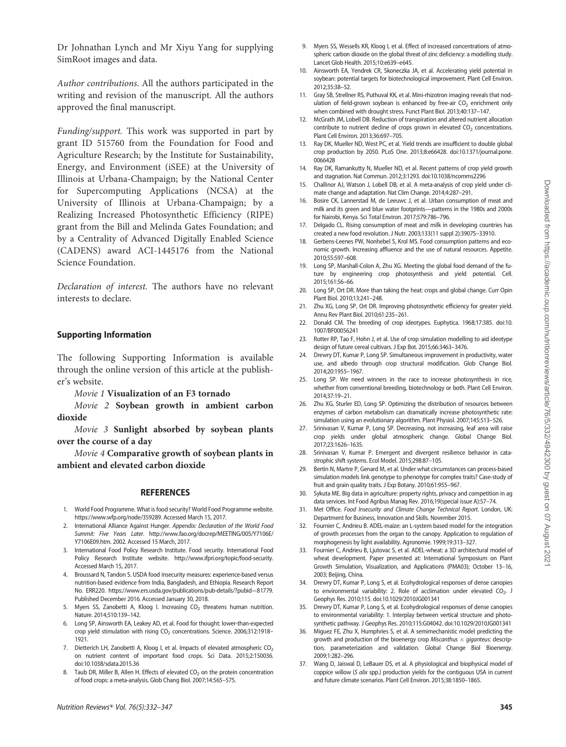Dr Johnathan Lynch and Mr Xiyu Yang for supplying SimRoot images and data.

*Author contributions*. All the authors participated in the writing and revision of the manuscript. All the authors approved the final manuscript.

*Funding/support*. This work was supported in part by grant ID 515760 from the Foundation for Food and Agriculture Research; by the Institute for Sustainability, Energy, and Environment (iSEE) at the University of Illinois at Urbana-Champaign; by the National Center for Supercomputing Applications (NCSA) at the University of Illinois at Urbana-Champaign; by a Realizing Increased Photosynthetic Efficiency (RIPE) grant from the Bill and Melinda Gates Foundation; and by a Centrality of Advanced Digitally Enabled Science (CADENS) award ACI-1445176 from the National Science Foundation.

*Declaration of interest*. The authors have no relevant interests to declare.

## Supporting Information

The following Supporting Information is available through the online version of this article at the publisher's website.

*Movie 1* **Visualization of an F3 tornado**

*Movie 2* **Soybean growth in ambient carbon dioxide**

*Movie 3* **Sunlight absorbed by soybean plants over the course of a day**

*Movie 4* **Comparative growth of soybean plants in ambient and elevated carbon dioxide**

## REFERENCES

1. World Food Programme. What is food security? World Food Programme website. https://www.wfp.org/node/359289. Accessed March 15, 2017.
2. International Alliance Against Hunger. *Appendix: Declaration of the World Food Summit: Five Years Later*. http://www.fao.org/docrep/MEETING/005/Y7106E/Y7106E09.htm. 2002. Accessed 15 March, 2017.
3. International Food Policy Research Institute. Food security. International Food Policy Research Institute website. http://www.ifpri.org/topic/food-security. Accessed March 15, 2017.
4. Broussard N, Tandon S. USDA food insecurity measures: experience-based versus nutrition-based evidence from India, Bangladesh, and Ethiopia. Research Report No. ERR220. https://www.ers.usda.gov/publications/pub-details/?pubid=81779. Published December 2016. Accessed January 30, 2018.
5. Myers SS, Zanobetti A, Kloog I. Increasing $CO_2$ threatens human nutrition. Nature. 2014;510:139–142.
6. Long SP, Ainsworth EA, Leakey AD, et al. Food for thought: lower-than-expected crop yield stimulation with rising $CO_2$ concentrations. Science. 2006;312:1918–1921.
7. Dietterich LH, Zanobetti A, Kloog I, et al. Impacts of elevated atmospheric $CO_2$ on nutrient content of important food crops. Sci Data. 2015;2:150036. doi:10.1038/sdata.2015.36
8. Taub DR, Miller B, Allen H. Effects of elevated $CO_2$ on the protein concentration of food crops: a meta-analysis. Glob Chang Biol. 2007;14:565–575.
9. Myers SS, Wessells KR, Kloog I, et al. Effect of increased concentrations of atmospheric carbon dioxide on the global threat of zinc deficiency: a modelling study. Lancet Glob Health. 2015;10:e639–e645.
10. Ainsworth EA, Yendrek CR, Skoneczka JA, et al. Accelerating yield potential in soybean: potential targets for biotechnological improvement. Plant Cell Environ. 2012;35:38–52.
11. Gray SB, Strellner RS, Puthuval KK, et al. Mini-rhizotron imaging reveals that nodulation of field-grown soybean is enhanced by free-air $CO_2$ enrichment only when combined with drought stress. Funct Plant Biol. 2013;40:137–147.
12. McGrath JM, Lobell DB. Reduction of transpiration and altered nutrient allocation contribute to nutrient decline of crops grown in elevated $CO_2$ concentrations. Plant Cell Environ. 2013;36:697–705.
13. Ray DK, Mueller ND, West PC, et al. Yield trends are insufficient to double global crop production by 2050. PLoS One. 2013;8:e66428. doi:10.1371/journal.pone.0066428
14. Ray DK, Ramankutty N, Mueller ND, et al. Recent patterns of crop yield growth and stagnation. Nat Commun. 2012;3:1293. doi:10.1038/ncomms2296
15. Challinor AJ, Watson J, Lobell DB, et al. A meta-analysis of crop yield under climate change and adaptation. Nat Clim Change. 2014;4:287–291.
16. Bosire CK, Lannerstad M, de Leeuwc J, et al. Urban consumption of meat and milk and its green and blue water footprints—patterns in the 1980s and 2000s for Nairobi, Kenya. Sci Total Environ. 2017;579:786–796.
17. Delgado CL. Rising consumption of meat and milk in developing countries has created a new food revolution. J Nutr. 2003;133(11 suppl 2):3907S–33910.
18. Gerbens-Leenes PW, Nonhebel S, Krol MS. Food consumption patterns and economic growth. Increasing affluence and the use of natural resources. Appetite. 2010;55:597–608.
19. Long SP, Marshall-Colon A, Zhu XG. Meeting the global food demand of the future by engineering crop photosynthesis and yield potential. Cell. 2015;161:56–66.
20. Long SP, Ort DR. More than taking the heat: crops and global change. Curr Opin Plant Biol. 2010;13:241–248.
21. Zhu XG, Long SP, Ort DR. Improving photosynthetic efficiency for greater yield. Annu Rev Plant Biol. 2010;61:235–261.
22. Donald CM. The breeding of crop ideotypes. Euphytica. 1968;17:385. doi:10.1007/BF00056241
23. Rotter RP, Tao F, Hohn J, et al. Use of crop simulation modelling to aid ideotype design of future cereal cultivars. J Exp Bot. 2015;66:3463–3476.
24. Drewry DT, Kumar P, Long SP. Simultaneous improvement in productivity, water use, and albedo through crop structural modification. Glob Change Biol. 2014;20:1955–1967.
25. Long SP. We need winners in the race to increase photosynthesis in rice, whether from conventional breeding, biotechnology or both. Plant Cell Environ. 2014;37:19–21.
26. Zhu XG, Sturler ED, Long SP. Optimizing the distribution of resources between enzymes of carbon metabolism can dramatically increase photosynthetic rate: simulation using an evolutionary algorithm. Plant Physiol. 2007;145:513–526.
27. Srinivasan V, Kumar P, Long SP. Decreasing, not increasing, leaf area will raise crop yields under global atmospheric change. Global Change Biol. 2017;23:1626–1635.
28. Srinivasan V, Kumar P. Emergent and divergent resilience behavior in catastrophic shift systems. Ecol Model. 2015;298:87–105.
29. Bertin N, Martre P, Genard M, et al. Under what circumstances can process-based simulation models link genotype to phenotype for complex traits? Case-study of fruit and grain quality traits. J Exp Botany. 2010;61:955–967.
30. Sykuta ME. Big data in agriculture: property rights, privacy and competition in ag data services. Int Food Agribus Manag Rev. 2016;19(special issue A):57–74.
31. Met Office. *Food Insecurity and Climate Change Technical Report*. London, UK: Department for Business, Innovation and Skills. November 2015.
32. Fournier C, Andrieu B. ADEL-maize: an L-system based model for the integration of growth processes from the organ to the canopy. Application to regulation of morphogenesis by light availability. Agronomie. 1999;19:313–327.
33. Fournier C, Andrieu B, Ljutovac S, et al. ADEL-wheat: a 3D architectural model of wheat development. Paper presented at: International Symposium on Plant Growth Simulation, Visualization, and Applications (PMA03); October 13–16, 2003; Beijing, China.
34. Drewry DT, Kumar P, Long S, et al. Ecohydrological responses of dense canopies to environmental variability: 2. Role of acclimation under elevated $CO_2$. J Geophys Res. 2010;115. doi:10.1029/2010JG001341
35. Drewry DT, Kumar P, Long S, et al. Ecohydrological responses of dense canopies to environmental variability: 1. Interplay between vertical structure and photosynthetic pathway. J Geophys Res. 2010;115:G04042. doi:10.1029/2010JG001341
36. Miguez FE, Zhu X, Humphries S, et al. A semimechanistic model predicting the growth and production of the bioenergy crop *Miscanthus* × *giganteus*: description, parameterization and validation. Global Change Biol Bioenergy. 2009;1:282–296.
37. Wang D, Jaiswal D, LeBauer DS, et al. A physiological and biophysical model of coppice willow (*S alix* spp.) production yields for the contiguous USA in current and future climate scenarios. Plant Cell Environ. 2015;38:1850–1865.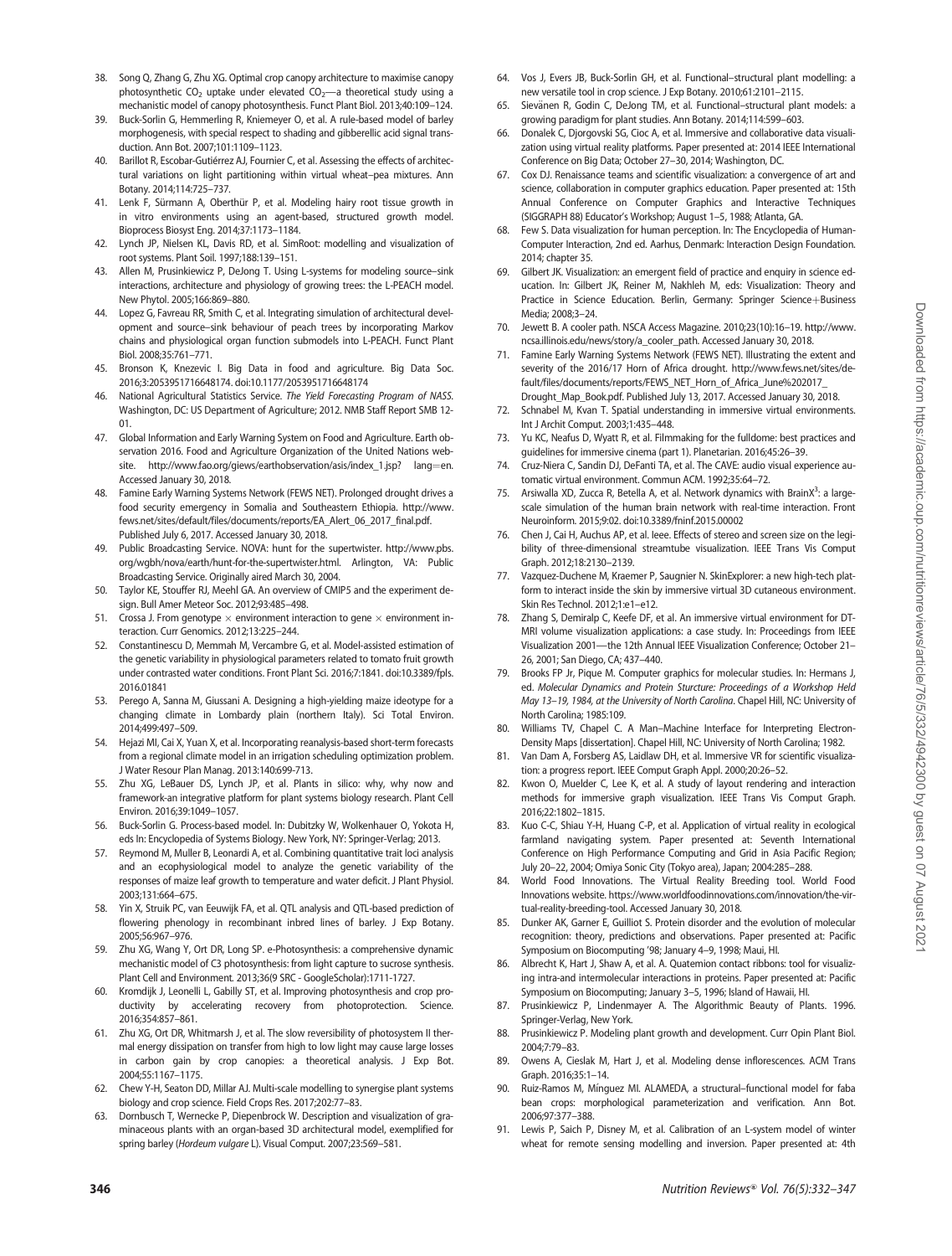38. Song Q, Zhang G, Zhu XG. Optimal crop canopy architecture to maximise canopy photosynthetic $CO_2$ uptake under elevated $CO_2$—a theoretical study using a mechanistic model of canopy photosynthesis. Funct Plant Biol. 2013;40:109–124.
39. Buck-Sorlin G, Hemmerling R, Kniemeyer O, et al. A rule-based model of barley morphogenesis, with special respect to shading and gibberellic acid signal transduction. Ann Bot. 2007;101:1109–1123.
40. Barillot R, Escobar-Gutiérrez AJ, Fournier C, et al. Assessing the effects of architectural variations on light partitioning within virtual wheat–pea mixtures. Ann Botany. 2014;114:725–737.
41. Lenk F, Sürmann A, Oberthür P, et al. Modeling hairy root tissue growth in in vitro environments using an agent-based, structured growth model. Bioprocess Biosyst Eng. 2014;37:1173–1184.
42. Lynch JP, Nielsen KL, Davis RD, et al. SimRoot: modelling and visualization of root systems. Plant Soil. 1997;188:139–151.
43. Allen M, Prusinkiewicz P, DeJong T. Using L-systems for modeling source–sink interactions, architecture and physiology of growing trees: the L-PEACH model. New Phytol. 2005;166:869–880.
44. Lopez G, Favreau RR, Smith C, et al. Integrating simulation of architectural development and source–sink behaviour of peach trees by incorporating Markov chains and physiological organ function submodels into L-PEACH. Funct Plant Biol. 2008;35:761–771.
45. Bronson K, Knezevic I. Big Data in food and agriculture. Big Data Soc. 2016;3:2053951716648174. doi:10.1177/2053951716648174
46. National Agricultural Statistics Service. *The Yield Forecasting Program of NASS.* Washington, DC: US Department of Agriculture; 2012. NMB Staff Report SMB 12-01.
47. Global Information and Early Warning System on Food and Agriculture. Earth observation 2016. Food and Agriculture Organization of the United Nations website. http://www.fao.org/giews/earthobservation/asis/index_1.jsp? lang=en. Accessed January 30, 2018.
48. Famine Early Warning Systems Network (FEWS NET). Prolonged drought drives a food security emergency in Somalia and Southeastern Ethiopia. http://www.fews.net/sites/default/files/documents/reports/EA_Alert_06_2017_final.pdf. Published July 6, 2017. Accessed January 30, 2018.
49. Public Broadcasting Service. NOVA: hunt for the supertwister. http://www.pbs.org/wgbh/nova/earth/hunt-for-the-supertwister.html. Arlington, VA: Public Broadcasting Service. Originally aired March 30, 2004.
50. Taylor KE, Stouffer RJ, Meehl GA. An overview of CMIP5 and the experiment design. Bull Amer Meteor Soc. 2012;93:485–498.
51. Crossa J. From genotype × environment interaction to gene × environment interaction. Curr Genomics. 2012;13:225–244.
52. Constantinescu D, Memmah M, Vercambre G, et al. Model-assisted estimation of the genetic variability in physiological parameters related to tomato fruit growth under contrasted water conditions. Front Plant Sci. 2016;7:1841. doi:10.3389/fpls.2016.01841
53. Perego A, Sanna M, Giussani A. Designing a high-yielding maize ideotype for a changing climate in Lombardy plain (northern Italy). Sci Total Environ. 2014;499:497–509.
54. Hejazi MI, Cai X, Yuan X, et al. Incorporating reanalysis-based short-term forecasts from a regional climate model in an irrigation scheduling optimization problem. J Water Resour Plan Manag. 2013:140:699-713.
55. Zhu XG, LeBauer DS, Lynch JP, et al. Plants in silico: why, why now and framework-an integrative platform for plant systems biology research. Plant Cell Environ. 2016;39:1049–1057.
56. Buck-Sorlin G. Process-based model. In: Dubitzky W, Wolkenhauer O, Yokota H, eds In: Encyclopedia of Systems Biology. New York, NY: Springer-Verlag; 2013.
57. Reymond M, Muller B, Leonardi A, et al. Combining quantitative trait loci analysis and an ecophysiological model to analyze the genetic variability of the responses of maize leaf growth to temperature and water deficit. J Plant Physiol. 2003;131:664–675.
58. Yin X, Struik PC, van Eeuwijk FA, et al. QTL analysis and QTL-based prediction of flowering phenology in recombinant inbred lines of barley. J Exp Botany. 2005;56:967–976.
59. Zhu XG, Wang Y, Ort DR, Long SP. e-Photosynthesis: a comprehensive dynamic mechanistic model of C3 photosynthesis: from light capture to sucrose synthesis. Plant Cell and Environment. 2013;36(9 SRC - GoogleScholar):1711-1727.
60. Kromdijk J, Leonelli L, Gabilly ST, et al. Improving photosynthesis and crop productivity by accelerating recovery from photoprotection. Science. 2016;354:857–861.
61. Zhu XG, Ort DR, Whitmarsh J, et al. The slow reversibility of photosystem II thermal energy dissipation on transfer from high to low light may cause large losses in carbon gain by crop canopies: a theoretical analysis. J Exp Bot. 2004;55:1167–1175.
62. Chew Y-H, Seaton DD, Millar AJ. Multi-scale modelling to synergise plant systems biology and crop science. Field Crops Res. 2017;202:77–83.
63. Dornbusch T, Wernecke P, Diepenbrock W. Description and visualization of graminaceous plants with an organ-based 3D architectural model, exemplified for spring barley (*Hordeum vulgare* L). Visual Comput. 2007;23:569–581.
64. Vos J, Evers JB, Buck-Sorlin GH, et al. Functional–structural plant modelling: a new versatile tool in crop science. J Exp Botany. 2010;61:2101–2115.
65. Sievänen R, Godin C, DeJong TM, et al. Functional–structural plant models: a growing paradigm for plant studies. Ann Botany. 2014;114:599–603.
66. Donalek C, Djorgovski SG, Cioc A, et al. Immersive and collaborative data visualization using virtual reality platforms. Paper presented at: 2014 IEEE International Conference on Big Data; October 27–30, 2014; Washington, DC.
67. Cox DJ. Renaissance teams and scientific visualization: a convergence of art and science, collaboration in computer graphics education. Paper presented at: 15th Annual Conference on Computer Graphics and Interactive Techniques (SIGGRAPH 88) Educator's Workshop; August 1–5, 1988; Atlanta, GA.
68. Few S. Data visualization for human perception. In: The Encyclopedia of Human-Computer Interaction, 2nd ed. Aarhus, Denmark: Interaction Design Foundation. 2014; chapter 35.
69. Gilbert JK. Visualization: an emergent field of practice and enquiry in science education. In: Gilbert JK, Reiner M, Nakhleh M, eds: Visualization: Theory and Practice in Science Education. Berlin, Germany: Springer Science+Business Media; 2008;3–24.
70. Jewett B. A cooler path. NSCA Access Magazine. 2010;23(10):16–19. http://www.ncsa.illinois.edu/news/story/a_cooler_path. Accessed January 30, 2018.
71. Famine Early Warning Systems Network (FEWS NET). Illustrating the extent and severity of the 2016/17 Horn of Africa drought. http://www.fews.net/sites/default/files/documents/reports/FEWS_NET_Horn_of_Africa_June%202017_Drought_Map_Book.pdf. Published July 13, 2017. Accessed January 30, 2018.
72. Schnabel M, Kvan T. Spatial understanding in immersive virtual environments. Int J Archit Comput. 2003;1:435–448.
73. Yu KC, Neafus D, Wyatt R, et al. Filmmaking for the fulldome: best practices and guidelines for immersive cinema (part 1). Planetarian. 2016;45:26–39.
74. Cruz-Niera C, Sandin DJ, DeFanti TA, et al. The CAVE: audio visual experience automatic virtual environment. Commun ACM. 1992;35:64–72.
75. Arsiwalla XD, Zucca R, Betella A, et al. Network dynamics with BrainX$^3$: a large-scale simulation of the human brain network with real-time interaction. Front Neuroinform. 2015;9:02. doi:10.3389/fninf.2015.00002
76. Chen J, Cai H, Auchus AP, et al. Ieee. Effects of stereo and screen size on the legibility of three-dimensional streamtube visualization. IEEE Trans Vis Comput Graph. 2012;18:2130–2139.
77. Vazquez-Duchene M, Kraemer P, Saugnier N. SkinExplorer: a new high-tech platform to interact inside the skin by immersive virtual 3D cutaneous environment. Skin Res Technol. 2012;1:e1–e12.
78. Zhang S, Demiralp C, Keefe DF, et al. An immersive virtual environment for DT-MRI volume visualization applications: a case study. In: Proceedings from IEEE Visualization 2001—the 12th Annual IEEE Visualization Conference; October 21–26, 2001; San Diego, CA; 437–440.
79. Brooks FP Jr, Pique M. Computer graphics for molecular studies. In: Hermans J, ed. *Molecular Dynamics and Protein Sturcture: Proceedings of a Workshop Held May 13–19, 1984, at the University of North Carolina*. Chapel Hill, NC: University of North Carolina; 1985:109.
80. Williams TV, Chapel C. A Man–Machine Interface for Interpreting Electron-Density Maps [dissertation]. Chapel Hill, NC: University of North Carolina; 1982.
81. Van Dam A, Forsberg AS, Laidlaw DH, et al. Immersive VR for scientific visualization: a progress report. IEEE Comput Graph Appl. 2000;20:26–52.
82. Kwon O, Muelder C, Lee K, et al. A study of layout rendering and interaction methods for immersive graph visualization. IEEE Trans Vis Comput Graph. 2016;22:1802–1815.
83. Kuo C-C, Shiau Y-H, Huang C-P, et al. Application of virtual reality in ecological farmland navigating system. Paper presented at: Seventh International Conference on High Performance Computing and Grid in Asia Pacific Region; July 20–22, 2004; Omiya Sonic City (Tokyo area), Japan; 2004:285–288.
84. World Food Innovations. The Virtual Reality Breeding tool. World Food Innovations website. https://www.worldfoodinnovations.com/innovation/the-virtual-reality-breeding-tool. Accessed January 30, 2018.
85. Dunker AK, Garner E, Guilliot S. Protein disorder and the evolution of molecular recognition: theory, predictions and observations. Paper presented at: Pacific Symposium on Biocomputing '98; January 4–9, 1998; Maui, HI.
86. Albrecht K, Hart J, Shaw A, et al. A. Quaternion contact ribbons: tool for visualizing intra-and intermolecular interactions in proteins. Paper presented at: Pacific Symposium on Biocomputing; January 3–5, 1996; Island of Hawaii, HI.
87. Prusinkiewicz P, Lindenmayer A. The Algorithmic Beauty of Plants. 1996. Springer-Verlag, New York.
88. Prusinkiewicz P. Modeling plant growth and development. Curr Opin Plant Biol. 2004;7:79–83.
89. Owens A, Cieslak M, Hart J, et al. Modeling dense inflorescences. ACM Trans Graph. 2016;35:1–14.
90. Ruiz-Ramos M, Mínguez MI. ALAMEDA, a structural–functional model for faba bean crops: morphological parameterization and verification. Ann Bot. 2006;97:377–388.
91. Lewis P, Saich P, Disney M, et al. Calibration of an L-system model of winter wheat for remote sensing modelling and inversion. Paper presented at: 4th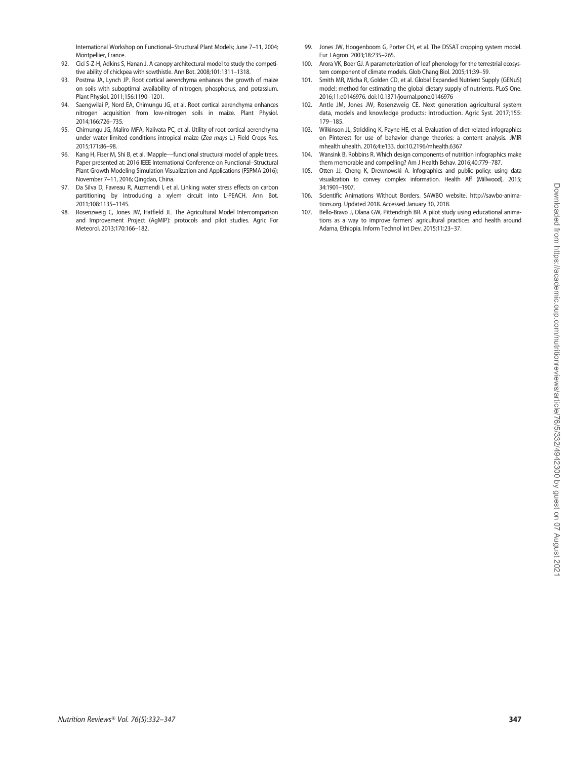International Workshop on Functional–Structural Plant Models; June 7–11, 2004; Montpellier, France.

92. Cici S-Z-H, Adkins S, Hanan J. A canopy architectural model to study the competitive ability of chickpea with sowthistle. Ann Bot. 2008;101:1311–1318.
93. Postma JA, Lynch JP. Root cortical aerenchyma enhances the growth of maize on soils with suboptimal availability of nitrogen, phosphorus, and potassium. Plant Physiol. 2011;156:1190–1201.
94. Saengwilai P, Nord EA, Chimungu JG, et al. Root cortical aerenchyma enhances nitrogen acquisition from low-nitrogen soils in maize. Plant Physiol. 2014;166:726–735.
95. Chimungu JG, Maliro MFA, Nalivata PC, et al. Utility of root cortical aerenchyma under water limited conditions intropical maize (*Zea mays* L.) Field Crops Res. 2015;171:86–98.
96. Kang H, Fiser M, Shi B, et al. IMapple—functional structural model of apple trees. Paper presented at: 2016 IEEE International Conference on Functional–Structural Plant Growth Modeling Simulation Visualization and Applications (FSPMA 2016); November 7–11, 2016; Qingdao, China.
97. Da Silva D, Favreau R, Auzmendi I, et al. Linking water stress effects on carbon partitioning by introducing a xylem circuit into L-PEACH. Ann Bot. 2011;108:1135–1145.
98. Rosenzweig C, Jones JW, Hatfield JL. The Agricultural Model Intercomparison and Improvement Project (AgMIP): protocols and pilot studies. Agric For Meteorol. 2013;170:166–182.
99. Jones JW, Hoogenboom G, Porter CH, et al. The DSSAT cropping system model. Eur J Agron. 2003;18:235–265.
100. Arora VK, Boer GJ. A parameterization of leaf phenology for the terrestrial ecosystem component of climate models. Glob Chang Biol. 2005;11:39–59.
101. Smith MR, Micha R, Golden CD, et al. Global Expanded Nutrient Supply (GENuS) model: method for estimating the global dietary supply of nutrients. PLoS One. 2016;11:e0146976. doi:10.1371/journal.pone.0146976
102. Antle JM, Jones JW, Rosenzweig CE. Next generation agricultural system data, models and knowledge products: Introduction. Agric Syst. 2017;155: 179–185.
103. Wilkinson JL, Strickling K, Payne HE, et al. Evaluation of diet-related infographics on Pinterest for use of behavior change theories: a content analysis. JMIR mhealth uhealth. 2016;4:e133. doi:10.2196/mhealth.6367
104. Wansink B, Robbins R. Which design components of nutrition infographics make them memorable and compelling? Am J Health Behav. 2016;40:779–787.
105. Otten JJ, Cheng K, Drewnowski A. Infographics and public policy: using data visualization to convey complex information. Health Aff (Millwood). 2015; 34:1901–1907.
106. Scientific Animations Without Borders. SAWBO website. http://sawbo-animations.org. Updated 2018. Accessed January 30, 2018.
107. Bello-Bravo J, Olana GW, Pittendrigh BR. A pilot study using educational animations as a way to improve farmers' agricultural practices and health around Adama, Ethiopia. Inform Technol Int Dev. 2015;11:23–37.